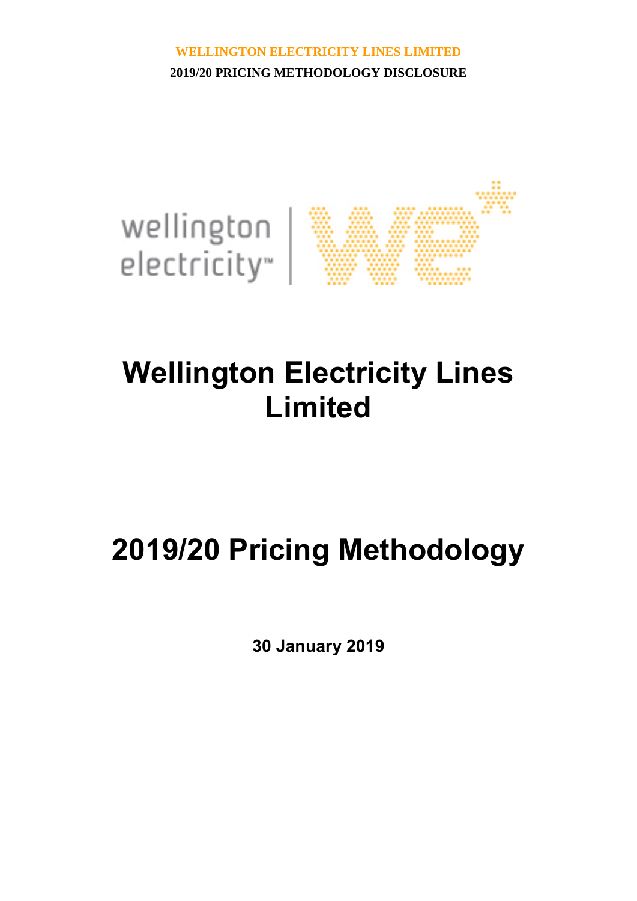# Wellington Electricity Lines Limited

# 2019/20 Pricing Methodology

**30 January 2019**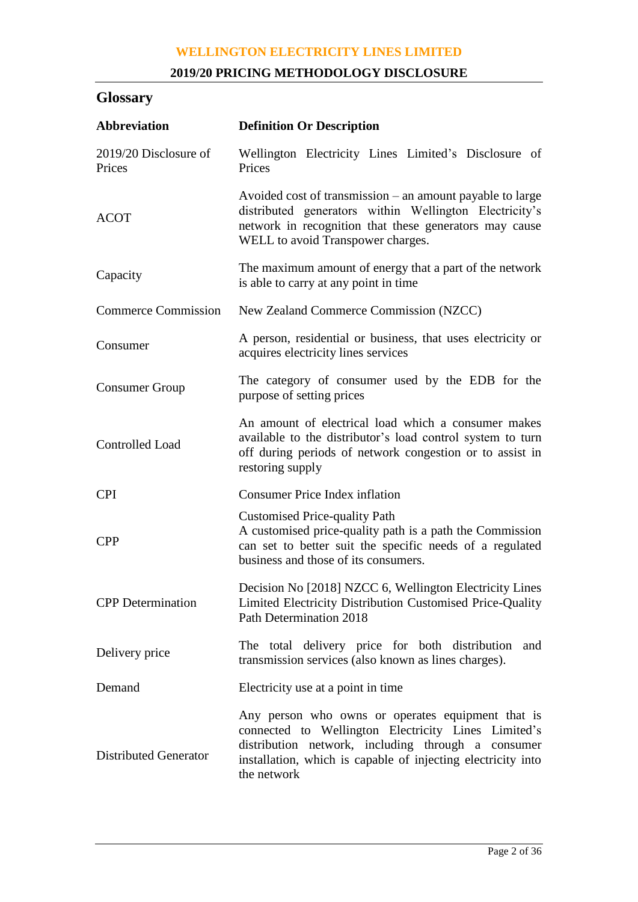## Glossary

| Abbreviation | Definition Or Description |
|---|---|
| 2019/20 Disclosure of Prices | Wellington Electricity Lines Limited's Disclosure of Prices |
| ACOT | Avoided cost of transmission – an amount payable to large distributed generators within Wellington Electricity's network in recognition that these generators may cause WELL to avoid Transpower charges. |
| Capacity | The maximum amount of energy that a part of the network is able to carry at any point in time |
| Commerce Commission | New Zealand Commerce Commission (NZCC) |
| Consumer | A person, residential or business, that uses electricity or acquires electricity lines services |
| Consumer Group | The category of consumer used by the EDB for the purpose of setting prices |
| Controlled Load | An amount of electrical load which a consumer makes available to the distributor's load control system to turn off during periods of network congestion or to assist in restoring supply |
| CPI | Consumer Price Index inflation |
| CPP | Customised Price-quality Path<br>A customised price-quality path is a path the Commission can set to better suit the specific needs of a regulated business and those of its consumers. |
| CPP Determination | Decision No [2018] NZCC 6, Wellington Electricity Lines Limited Electricity Distribution Customised Price-Quality Path Determination 2018 |
| Delivery price | The total delivery price for both distribution and transmission services (also known as lines charges). |
| Demand | Electricity use at a point in time |
| Distributed Generator | Any person who owns or operates equipment that is connected to Wellington Electricity Lines Limited's distribution network, including through a consumer installation, which is capable of injecting electricity into the network |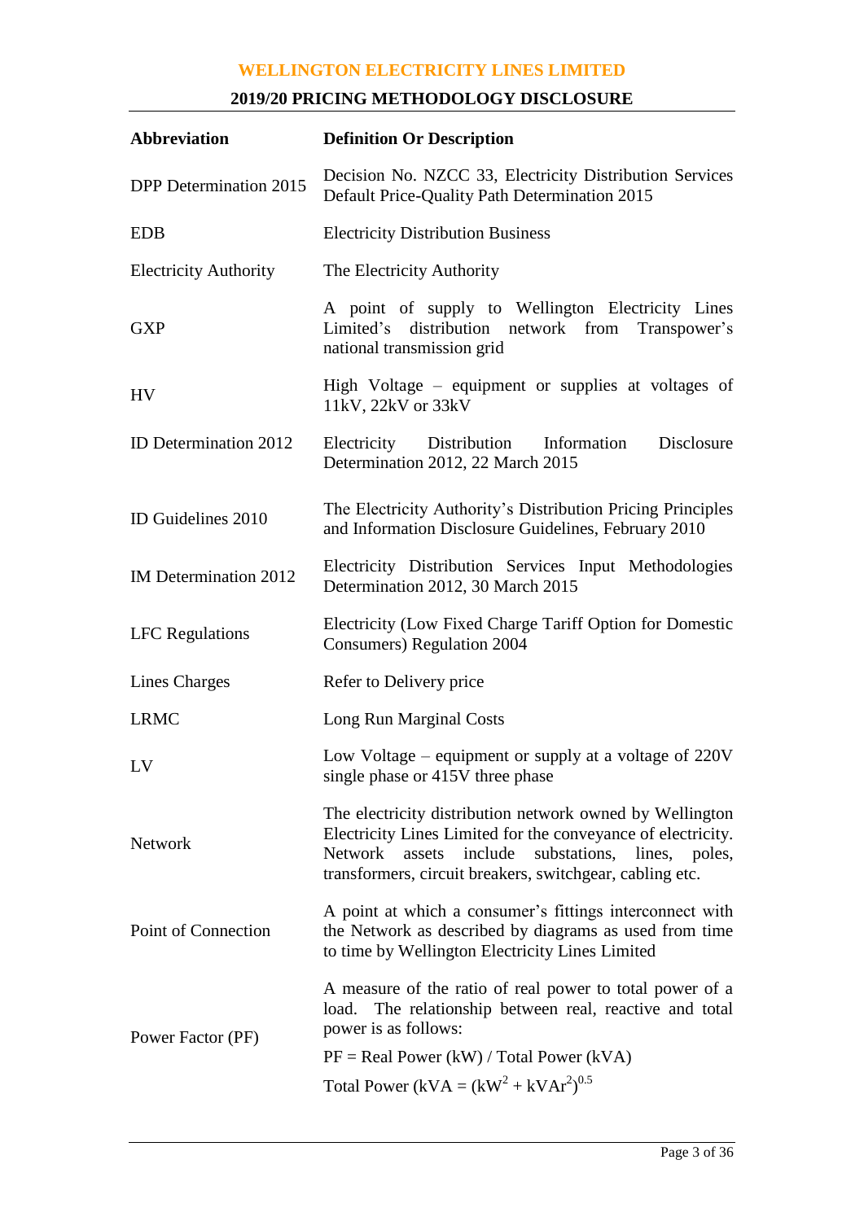| Abbreviation | Definition Or Description |
| --- | --- |
| DPP Determination 2015 | Decision No. NZCC 33, Electricity Distribution Services Default Price-Quality Path Determination 2015 |
| EDB | Electricity Distribution Business |
| Electricity Authority | The Electricity Authority |
| GXP | A point of supply to Wellington Electricity Lines Limited's distribution network from Transpower's national transmission grid |
| HV | High Voltage – equipment or supplies at voltages of 11kV, 22kV or 33kV |
| ID Determination 2012 | Electricity Distribution Information Disclosure Determination 2012, 22 March 2015 |
| ID Guidelines 2010 | The Electricity Authority's Distribution Pricing Principles and Information Disclosure Guidelines, February 2010 |
| IM Determination 2012 | Electricity Distribution Services Input Methodologies Determination 2012, 30 March 2015 |
| LFC Regulations | Electricity (Low Fixed Charge Tariff Option for Domestic Consumers) Regulation 2004 |
| Lines Charges | Refer to Delivery price |
| LRMC | Long Run Marginal Costs |
| LV | Low Voltage – equipment or supply at a voltage of 220V single phase or 415V three phase |
| Network | The electricity distribution network owned by Wellington Electricity Lines Limited for the conveyance of electricity. Network assets include substations, lines, poles, transformers, circuit breakers, switchgear, cabling etc. |
| Point of Connection | A point at which a consumer's fittings interconnect with the Network as described by diagrams as used from time to time by Wellington Electricity Lines Limited |
| Power Factor (PF) | A measure of the ratio of real power to total power of a load. The relationship between real, reactive and total power is as follows: PF = Real Power (kW) / Total Power (kVA) Total Power (kVA = $(kW^2 + kVAr^2)^{0.5}$ |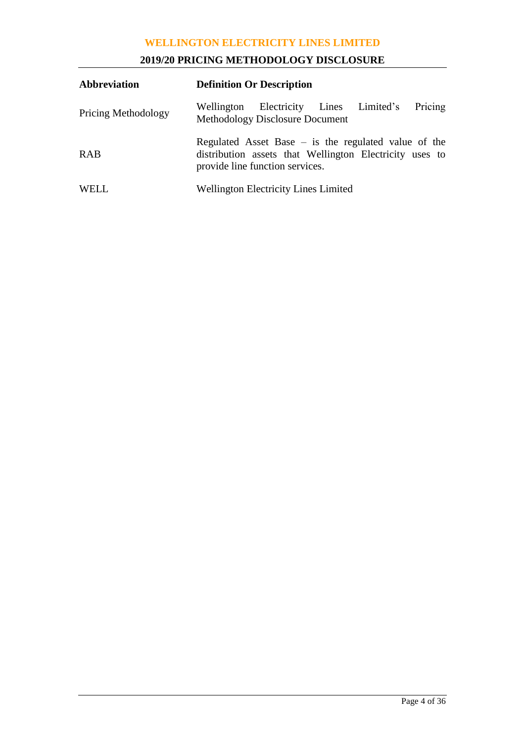| Abbreviation | Definition Or Description |
|---|---|
| Pricing Methodology | Wellington Electricity Lines Limited's Pricing Methodology Disclosure Document |
| RAB | Regulated Asset Base – is the regulated value of the distribution assets that Wellington Electricity uses to provide line function services. |
| WELL | Wellington Electricity Lines Limited |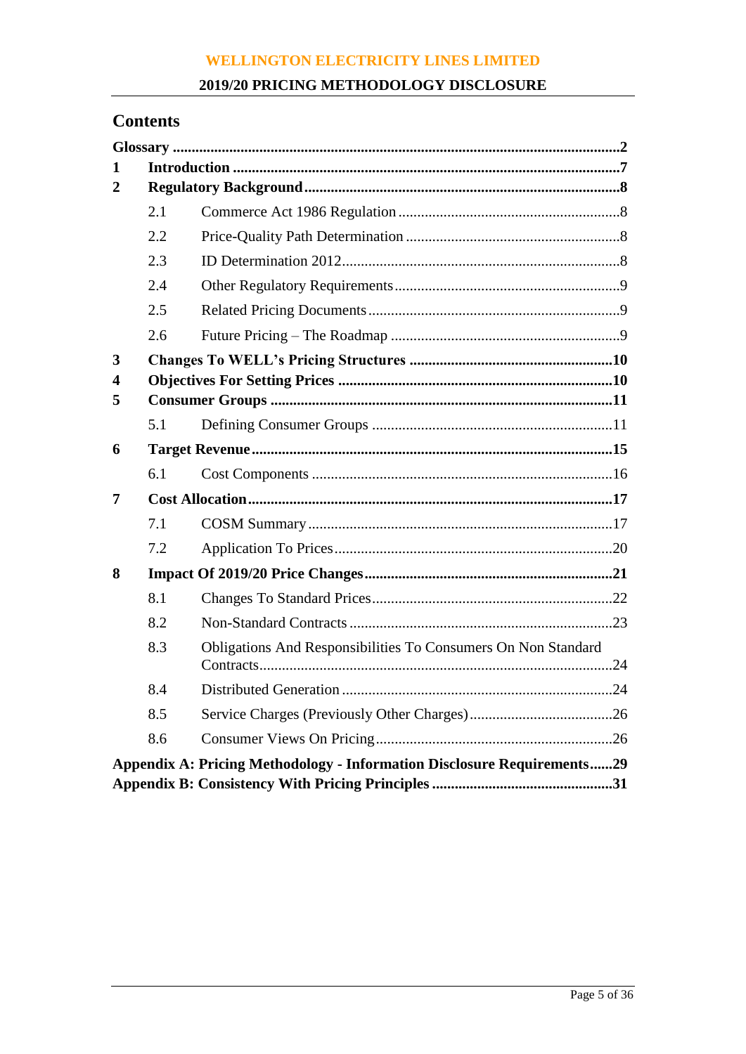## Contents

**Glossary** ...................................................................................................... **2**

**1 Introduction** ........................................................................................... **7**

**2 Regulatory Background** .......................................................................... **8**

- 2.1 Commerce Act 1986 Regulation ........................................................... 8
- 2.2 Price-Quality Path Determination .......................................................... 8
- 2.3 ID Determination 2012........................................................................... 8
- 2.4 Other Regulatory Requirements ............................................................ 9
- 2.5 Related Pricing Documents .................................................................... 9
- 2.6 Future Pricing – The Roadmap .............................................................. 9

**3 Changes To WELL's Pricing Structures** ................................................... **10**

**4 Objectives For Setting Prices** .................................................................. **10**

**5 Consumer Groups** ................................................................................... **11**

- 5.1 Defining Consumer Groups .................................................................. 11

**6 Target Revenue** ....................................................................................... **15**

- 6.1 Cost Components ................................................................................. 16

**7 Cost Allocation** ........................................................................................ **17**

- 7.1 COSM Summary ................................................................................... 17
- 7.2 Application To Prices ............................................................................ 20

**8 Impact Of 2019/20 Price Changes** ............................................................ **21**

- 8.1 Changes To Standard Prices ................................................................. 22
- 8.2 Non-Standard Contracts ........................................................................ 23
- 8.3 Obligations And Responsibilities To Consumers On Non Standard Contracts ................................................................................................ 24
- 8.4 Distributed Generation .......................................................................... 24
- 8.5 Service Charges (Previously Other Charges) ........................................ 26
- 8.6 Consumer Views On Pricing ................................................................. 26

**Appendix A: Pricing Methodology - Information Disclosure Requirements......29**

**Appendix B: Consistency With Pricing Principles ..............................................31**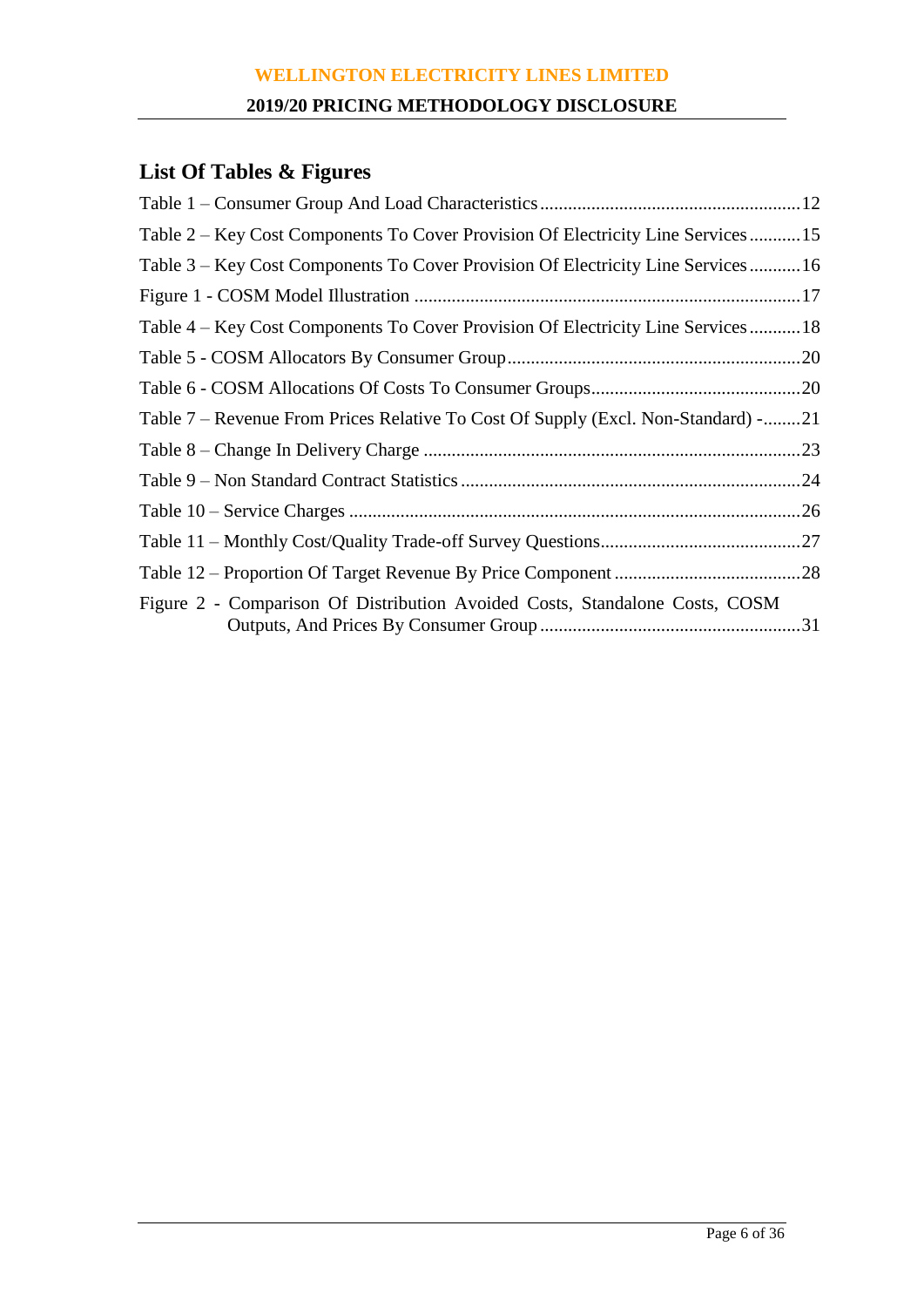## List Of Tables & Figures

Table 1 – Consumer Group And Load Characteristics ........................................................12

Table 2 – Key Cost Components To Cover Provision Of Electricity Line Services ...........15

Table 3 – Key Cost Components To Cover Provision Of Electricity Line Services ...........16

Figure 1 - COSM Model Illustration ..................................................................................17

Table 4 – Key Cost Components To Cover Provision Of Electricity Line Services ...........18

Table 5 - COSM Allocators By Consumer Group..............................................................20

Table 6 - COSM Allocations Of Costs To Consumer Groups............................................20

Table 7 – Revenue From Prices Relative To Cost Of Supply (Excl. Non-Standard) -.........21

Table 8 – Change In Delivery Charge ................................................................................23

Table 9 – Non Standard Contract Statistics ........................................................................24

Table 10 – Service Charges ................................................................................................26

Table 11 – Monthly Cost/Quality Trade-off Survey Questions...........................................27

Table 12 – Proportion Of Target Revenue By Price Component ........................................28

Figure 2 - Comparison Of Distribution Avoided Costs, Standalone Costs, COSM Outputs, And Prices By Consumer Group ........................................................31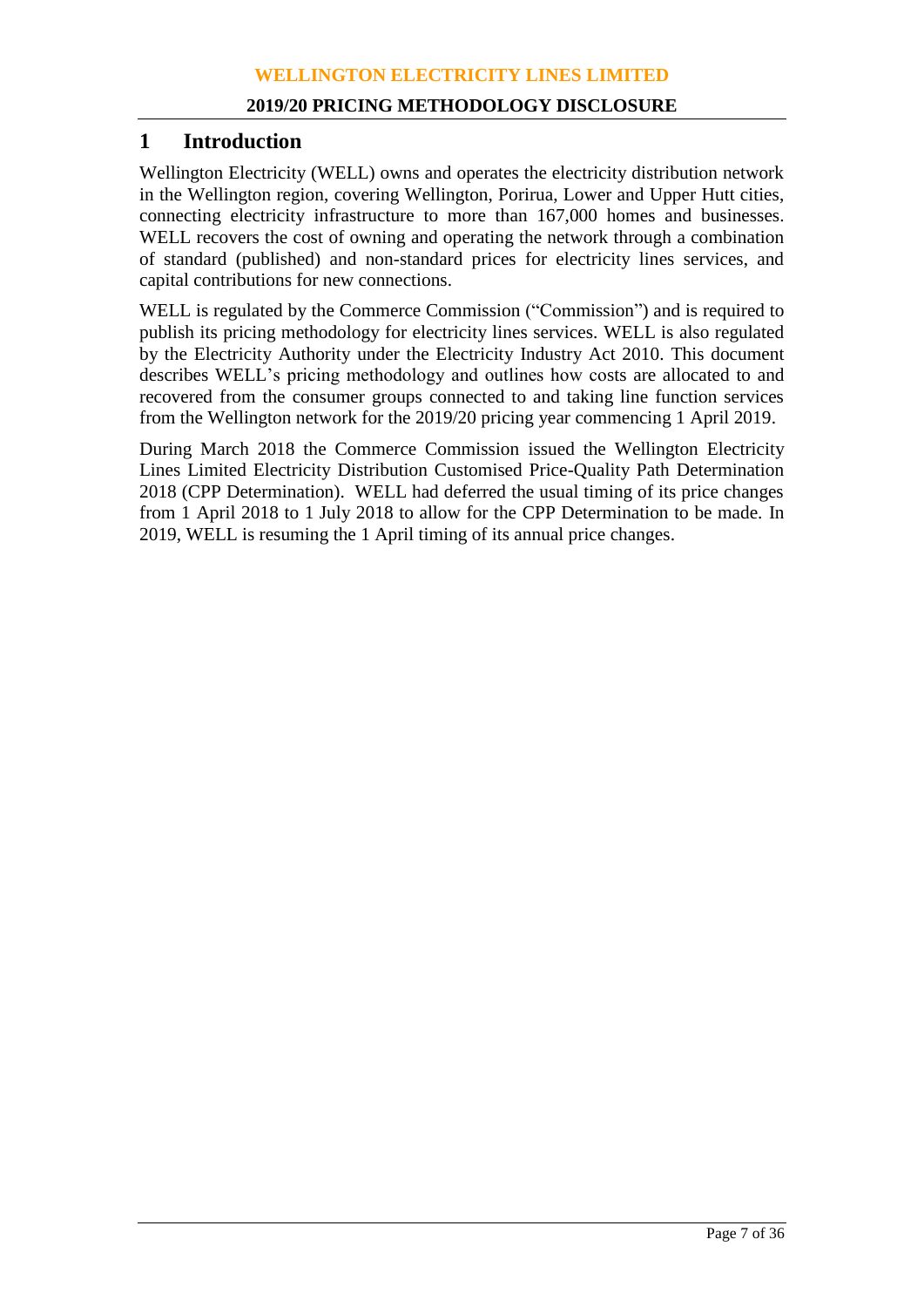# 1 Introduction

Wellington Electricity (WELL) owns and operates the electricity distribution network in the Wellington region, covering Wellington, Porirua, Lower and Upper Hutt cities, connecting electricity infrastructure to more than 167,000 homes and businesses. WELL recovers the cost of owning and operating the network through a combination of standard (published) and non-standard prices for electricity lines services, and capital contributions for new connections.

WELL is regulated by the Commerce Commission ("Commission") and is required to publish its pricing methodology for electricity lines services. WELL is also regulated by the Electricity Authority under the Electricity Industry Act 2010. This document describes WELL's pricing methodology and outlines how costs are allocated to and recovered from the consumer groups connected to and taking line function services from the Wellington network for the 2019/20 pricing year commencing 1 April 2019.

During March 2018 the Commerce Commission issued the Wellington Electricity Lines Limited Electricity Distribution Customised Price-Quality Path Determination 2018 (CPP Determination). WELL had deferred the usual timing of its price changes from 1 April 2018 to 1 July 2018 to allow for the CPP Determination to be made. In 2019, WELL is resuming the 1 April timing of its annual price changes.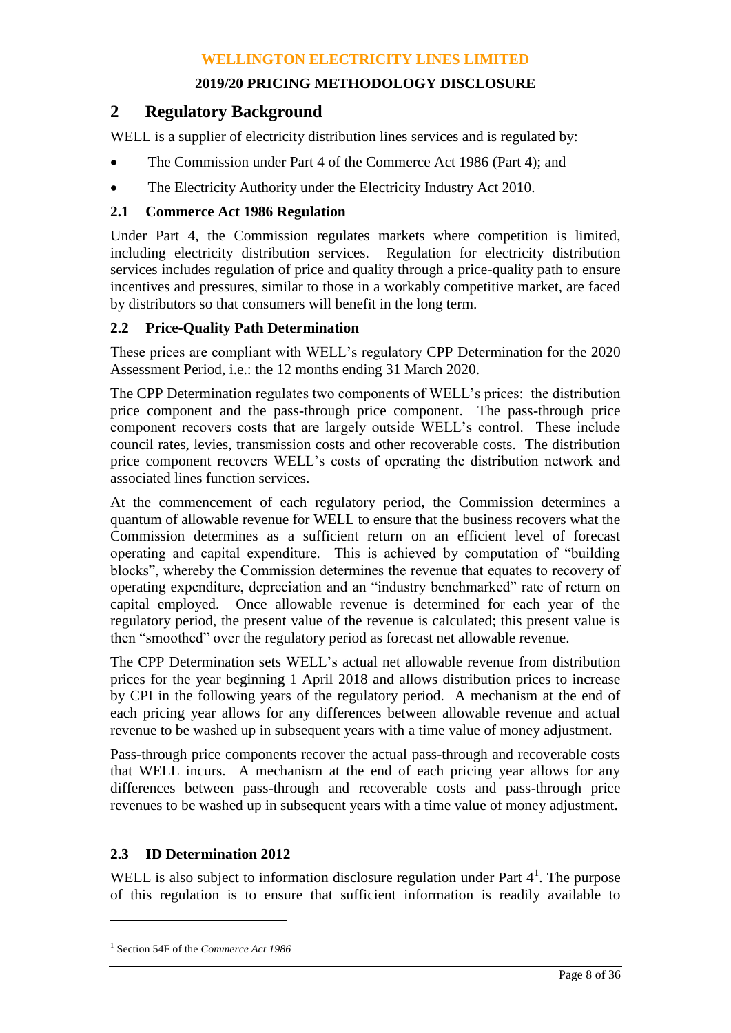## 2 Regulatory Background

WELL is a supplier of electricity distribution lines services and is regulated by:

- The Commission under Part 4 of the Commerce Act 1986 (Part 4); and
- The Electricity Authority under the Electricity Industry Act 2010.

### 2.1 Commerce Act 1986 Regulation

Under Part 4, the Commission regulates markets where competition is limited, including electricity distribution services. Regulation for electricity distribution services includes regulation of price and quality through a price-quality path to ensure incentives and pressures, similar to those in a workably competitive market, are faced by distributors so that consumers will benefit in the long term.

### 2.2 Price-Quality Path Determination

These prices are compliant with WELL's regulatory CPP Determination for the 2020 Assessment Period, i.e.: the 12 months ending 31 March 2020.

The CPP Determination regulates two components of WELL's prices: the distribution price component and the pass-through price component. The pass-through price component recovers costs that are largely outside WELL's control. These include council rates, levies, transmission costs and other recoverable costs. The distribution price component recovers WELL's costs of operating the distribution network and associated lines function services.

At the commencement of each regulatory period, the Commission determines a quantum of allowable revenue for WELL to ensure that the business recovers what the Commission determines as a sufficient return on an efficient level of forecast operating and capital expenditure. This is achieved by computation of "building blocks", whereby the Commission determines the revenue that equates to recovery of operating expenditure, depreciation and an "industry benchmarked" rate of return on capital employed. Once allowable revenue is determined for each year of the regulatory period, the present value of the revenue is calculated; this present value is then "smoothed" over the regulatory period as forecast net allowable revenue.

The CPP Determination sets WELL's actual net allowable revenue from distribution prices for the year beginning 1 April 2018 and allows distribution prices to increase by CPI in the following years of the regulatory period. A mechanism at the end of each pricing year allows for any differences between allowable revenue and actual revenue to be washed up in subsequent years with a time value of money adjustment.

Pass-through price components recover the actual pass-through and recoverable costs that WELL incurs. A mechanism at the end of each pricing year allows for any differences between pass-through and recoverable costs and pass-through price revenues to be washed up in subsequent years with a time value of money adjustment.

### 2.3 ID Determination 2012

WELL is also subject to information disclosure regulation under Part 4[1]. The purpose of this regulation is to ensure that sufficient information is readily available to

[1] Section 54F of the *Commerce Act 1986*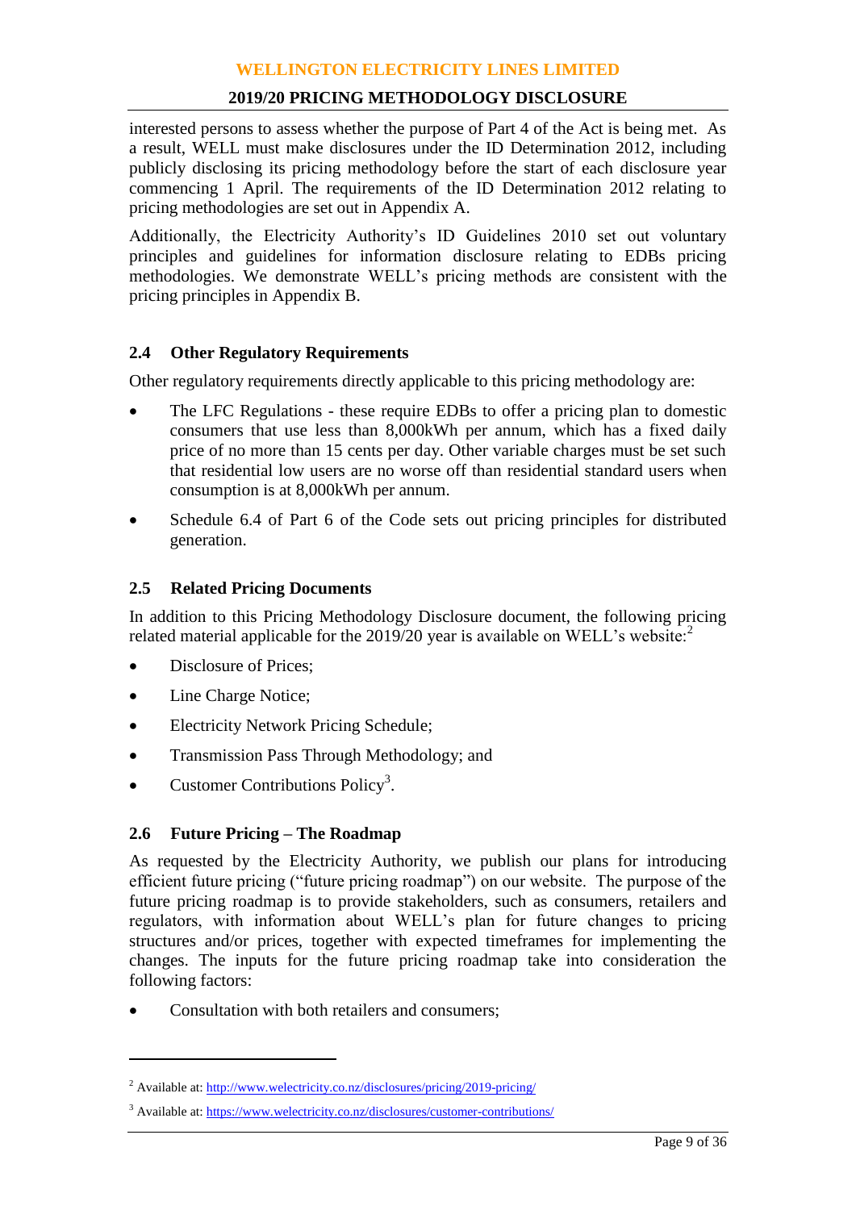interested persons to assess whether the purpose of Part 4 of the Act is being met. As a result, WELL must make disclosures under the ID Determination 2012, including publicly disclosing its pricing methodology before the start of each disclosure year commencing 1 April. The requirements of the ID Determination 2012 relating to pricing methodologies are set out in Appendix A.

Additionally, the Electricity Authority's ID Guidelines 2010 set out voluntary principles and guidelines for information disclosure relating to EDBs pricing methodologies. We demonstrate WELL's pricing methods are consistent with the pricing principles in Appendix B.

## 2.4 Other Regulatory Requirements

Other regulatory requirements directly applicable to this pricing methodology are:

- The LFC Regulations - these require EDBs to offer a pricing plan to domestic consumers that use less than 8,000kWh per annum, which has a fixed daily price of no more than 15 cents per day. Other variable charges must be set such that residential low users are no worse off than residential standard users when consumption is at 8,000kWh per annum.
- Schedule 6.4 of Part 6 of the Code sets out pricing principles for distributed generation.

## 2.5 Related Pricing Documents

In addition to this Pricing Methodology Disclosure document, the following pricing related material applicable for the 2019/20 year is available on WELL's website:[2]

- Disclosure of Prices;
- Line Charge Notice;
- Electricity Network Pricing Schedule;
- Transmission Pass Through Methodology; and
- Customer Contributions Policy[3].

## 2.6 Future Pricing – The Roadmap

As requested by the Electricity Authority, we publish our plans for introducing efficient future pricing ("future pricing roadmap") on our website. The purpose of the future pricing roadmap is to provide stakeholders, such as consumers, retailers and regulators, with information about WELL's plan for future changes to pricing structures and/or prices, together with expected timeframes for implementing the changes. The inputs for the future pricing roadmap take into consideration the following factors:

- Consultation with both retailers and consumers;

---

[2] Available at: http://www.welectricity.co.nz/disclosures/pricing/2019-pricing/

[3] Available at: https://www.welectricity.co.nz/disclosures/customer-contributions/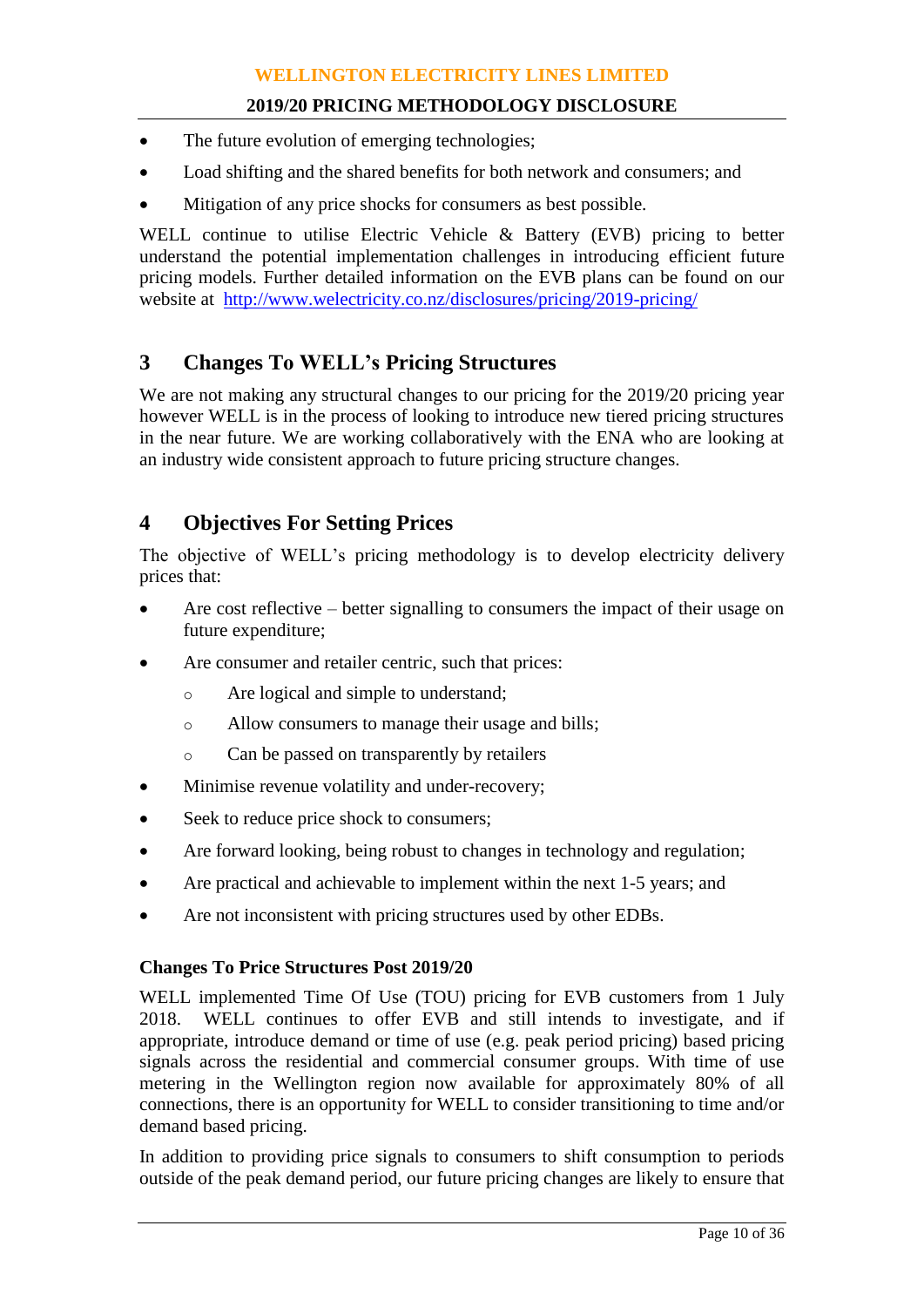- The future evolution of emerging technologies;
- Load shifting and the shared benefits for both network and consumers; and
- Mitigation of any price shocks for consumers as best possible.

WELL continue to utilise Electric Vehicle & Battery (EVB) pricing to better understand the potential implementation challenges in introducing efficient future pricing models. Further detailed information on the EVB plans can be found on our website at http://www.welectricity.co.nz/disclosures/pricing/2019-pricing/

# 3 Changes To WELL's Pricing Structures

We are not making any structural changes to our pricing for the 2019/20 pricing year however WELL is in the process of looking to introduce new tiered pricing structures in the near future. We are working collaboratively with the ENA who are looking at an industry wide consistent approach to future pricing structure changes.

# 4 Objectives For Setting Prices

The objective of WELL's pricing methodology is to develop electricity delivery prices that:

- Are cost reflective – better signalling to consumers the impact of their usage on future expenditure;
- Are consumer and retailer centric, such that prices:
  - Are logical and simple to understand;
  - Allow consumers to manage their usage and bills;
  - Can be passed on transparently by retailers
- Minimise revenue volatility and under-recovery;
- Seek to reduce price shock to consumers;
- Are forward looking, being robust to changes in technology and regulation;
- Are practical and achievable to implement within the next 1-5 years; and
- Are not inconsistent with pricing structures used by other EDBs.

**Changes To Price Structures Post 2019/20**

WELL implemented Time Of Use (TOU) pricing for EVB customers from 1 July 2018. WELL continues to offer EVB and still intends to investigate, and if appropriate, introduce demand or time of use (e.g. peak period pricing) based pricing signals across the residential and commercial consumer groups. With time of use metering in the Wellington region now available for approximately 80% of all connections, there is an opportunity for WELL to consider transitioning to time and/or demand based pricing.

In addition to providing price signals to consumers to shift consumption to periods outside of the peak demand period, our future pricing changes are likely to ensure that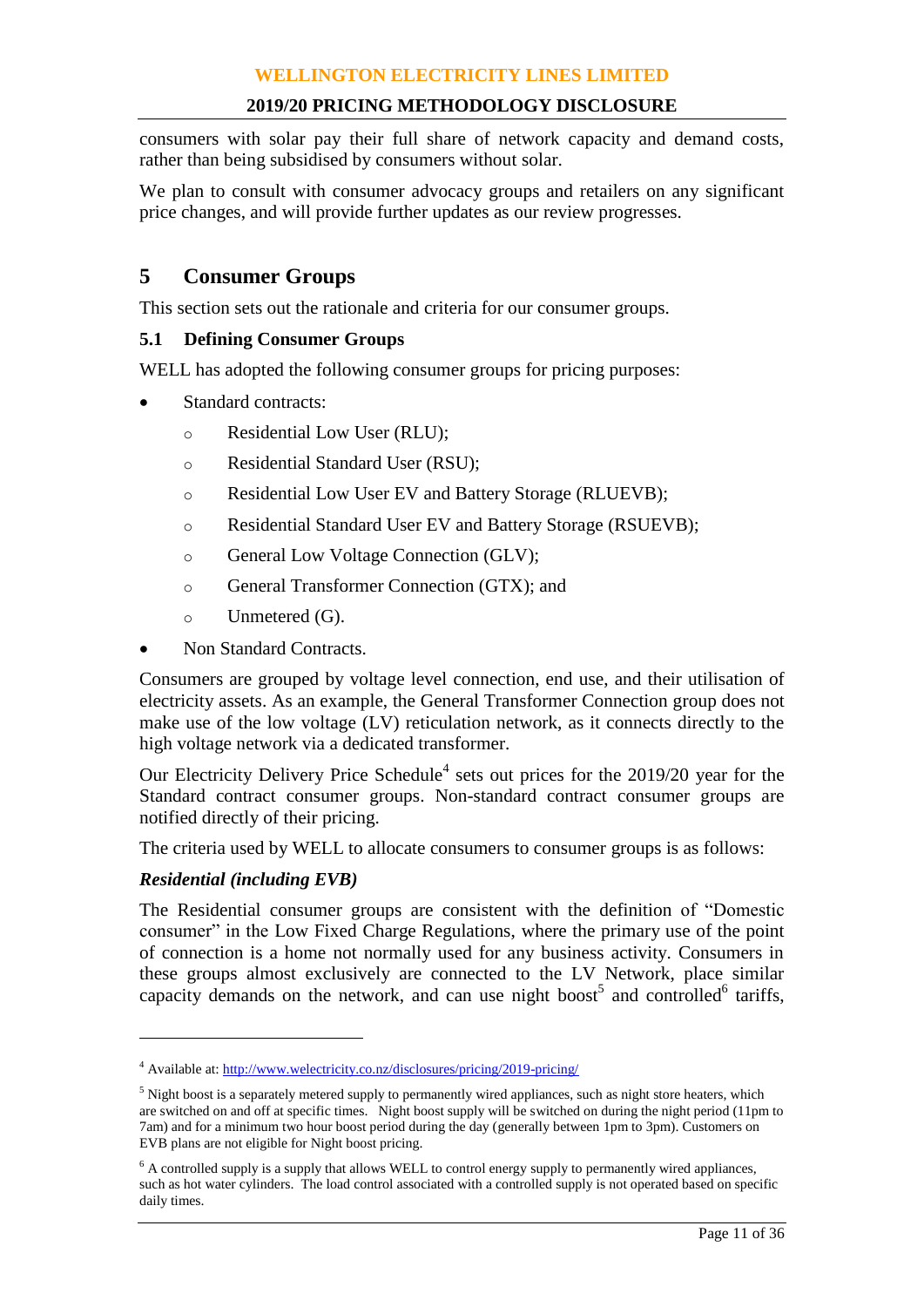consumers with solar pay their full share of network capacity and demand costs, rather than being subsidised by consumers without solar.

We plan to consult with consumer advocacy groups and retailers on any significant price changes, and will provide further updates as our review progresses.

# 5 Consumer Groups

This section sets out the rationale and criteria for our consumer groups.

## 5.1 Defining Consumer Groups

WELL has adopted the following consumer groups for pricing purposes:

- Standard contracts:
  - Residential Low User (RLU);
  - Residential Standard User (RSU);
  - Residential Low User EV and Battery Storage (RLUEVB);
  - Residential Standard User EV and Battery Storage (RSUEVB);
  - General Low Voltage Connection (GLV);
  - General Transformer Connection (GTX); and
  - Unmetered (G).
- Non Standard Contracts.

Consumers are grouped by voltage level connection, end use, and their utilisation of electricity assets. As an example, the General Transformer Connection group does not make use of the low voltage (LV) reticulation network, as it connects directly to the high voltage network via a dedicated transformer.

Our Electricity Delivery Price Schedule[4] sets out prices for the 2019/20 year for the Standard contract consumer groups. Non-standard contract consumer groups are notified directly of their pricing.

The criteria used by WELL to allocate consumers to consumer groups is as follows:

***Residential (including EVB)***

The Residential consumer groups are consistent with the definition of "Domestic consumer" in the Low Fixed Charge Regulations, where the primary use of the point of connection is a home not normally used for any business activity. Consumers in these groups almost exclusively are connected to the LV Network, place similar capacity demands on the network, and can use night boost[5] and controlled[6] tariffs,

---

[4] Available at: http://www.welectricity.co.nz/disclosures/pricing/2019-pricing/

[5] Night boost is a separately metered supply to permanently wired appliances, such as night store heaters, which are switched on and off at specific times. Night boost supply will be switched on during the night period (11pm to 7am) and for a minimum two hour boost period during the day (generally between 1pm to 3pm). Customers on EVB plans are not eligible for Night boost pricing.

[6] A controlled supply is a supply that allows WELL to control energy supply to permanently wired appliances, such as hot water cylinders. The load control associated with a controlled supply is not operated based on specific daily times.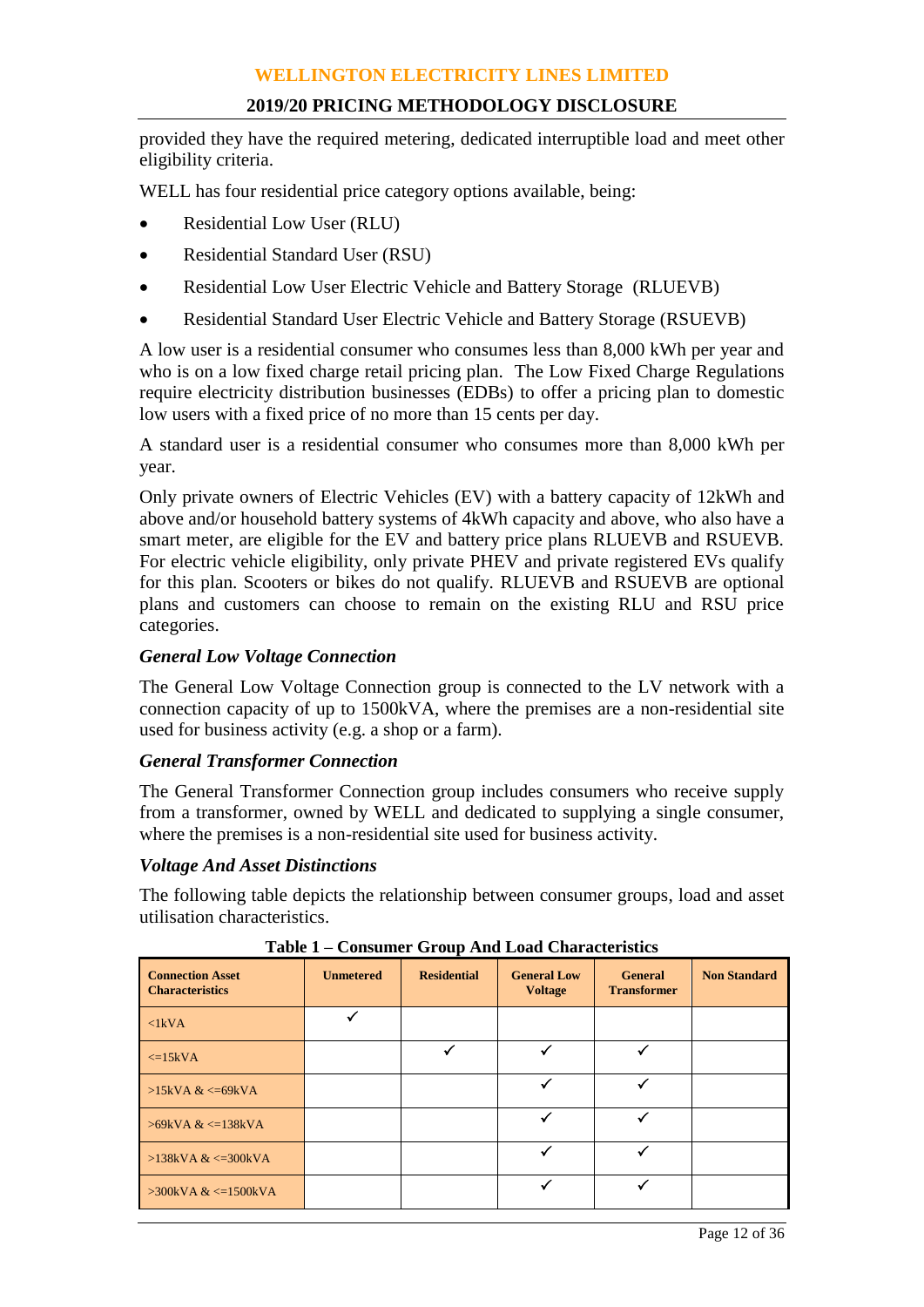provided they have the required metering, dedicated interruptible load and meet other eligibility criteria.

WELL has four residential price category options available, being:

- Residential Low User (RLU)
- Residential Standard User (RSU)
- Residential Low User Electric Vehicle and Battery Storage (RLUEVB)
- Residential Standard User Electric Vehicle and Battery Storage (RSUEVB)

A low user is a residential consumer who consumes less than 8,000 kWh per year and who is on a low fixed charge retail pricing plan. The Low Fixed Charge Regulations require electricity distribution businesses (EDBs) to offer a pricing plan to domestic low users with a fixed price of no more than 15 cents per day.

A standard user is a residential consumer who consumes more than 8,000 kWh per year.

Only private owners of Electric Vehicles (EV) with a battery capacity of 12kWh and above and/or household battery systems of 4kWh capacity and above, who also have a smart meter, are eligible for the EV and battery price plans RLUEVB and RSUEVB. For electric vehicle eligibility, only private PHEV and private registered EVs qualify for this plan. Scooters or bikes do not qualify. RLUEVB and RSUEVB are optional plans and customers can choose to remain on the existing RLU and RSU price categories.

### *General Low Voltage Connection*

The General Low Voltage Connection group is connected to the LV network with a connection capacity of up to 1500kVA, where the premises are a non-residential site used for business activity (e.g. a shop or a farm).

### *General Transformer Connection*

The General Transformer Connection group includes consumers who receive supply from a transformer, owned by WELL and dedicated to supplying a single consumer, where the premises is a non-residential site used for business activity.

### *Voltage And Asset Distinctions*

The following table depicts the relationship between consumer groups, load and asset utilisation characteristics.

**Table 1 – Consumer Group And Load Characteristics**

| Connection Asset Characteristics | Unmetered | Residential | General Low Voltage | General Transformer | Non Standard |
|---|---|---|---|---|---|
| <1kVA | ✓ | | | | |
| <=15kVA | | ✓ | ✓ | ✓ | |
| >15kVA & <=69kVA | | | ✓ | ✓ | |
| >69kVA & <=138kVA | | | ✓ | ✓ | |
| >138kVA & <=300kVA | | | ✓ | ✓ | |
| >300kVA & <=1500kVA | | | ✓ | ✓ | |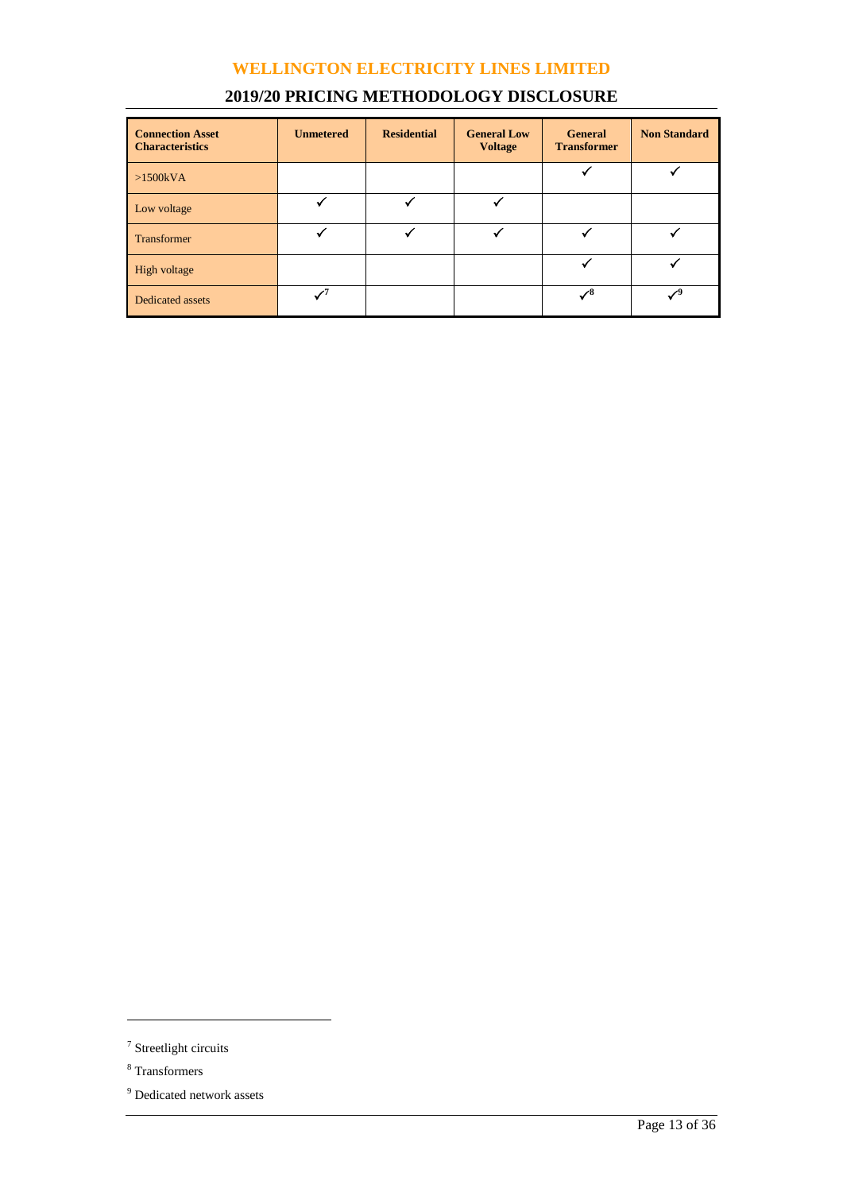| Connection Asset Characteristics | Unmetered | Residential | General Low Voltage | General Transformer | Non Standard |
|---|---|---|---|---|---|
| >1500kVA | | | | ✓ | ✓ |
| Low voltage | ✓ | ✓ | ✓ | | |
| Transformer | ✓ | ✓ | ✓ | ✓ | ✓ |
| High voltage | | | | ✓ | ✓ |
| Dedicated assets | ✓[7] | | | ✓[8] | ✓[9] |

[7] Streetlight circuits

[8] Transformers

[9] Dedicated network assets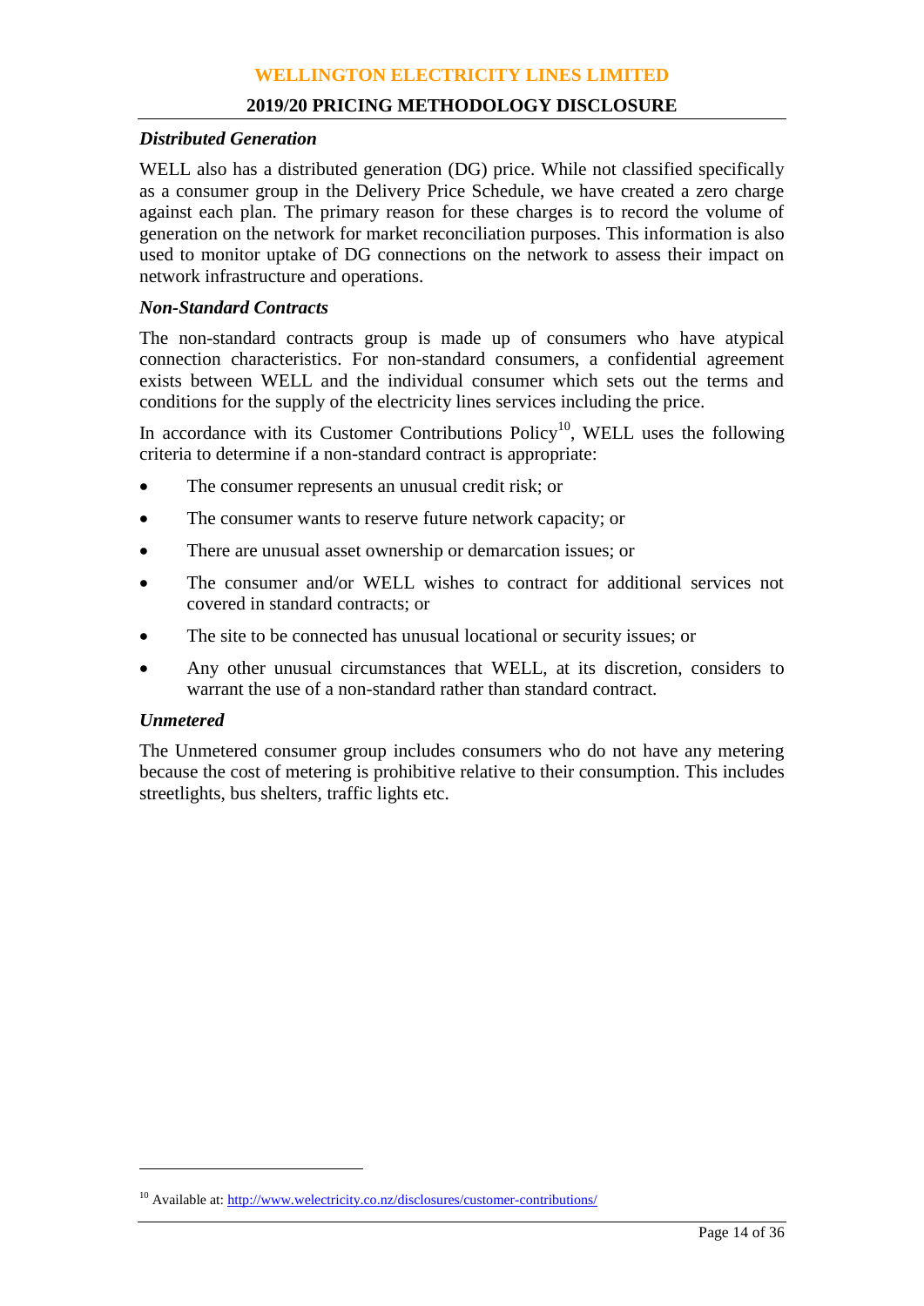### *Distributed Generation*

WELL also has a distributed generation (DG) price. While not classified specifically as a consumer group in the Delivery Price Schedule, we have created a zero charge against each plan. The primary reason for these charges is to record the volume of generation on the network for market reconciliation purposes. This information is also used to monitor uptake of DG connections on the network to assess their impact on network infrastructure and operations.

### *Non-Standard Contracts*

The non-standard contracts group is made up of consumers who have atypical connection characteristics. For non-standard consumers, a confidential agreement exists between WELL and the individual consumer which sets out the terms and conditions for the supply of the electricity lines services including the price.

In accordance with its Customer Contributions Policy[10], WELL uses the following criteria to determine if a non-standard contract is appropriate:

- The consumer represents an unusual credit risk; or
- The consumer wants to reserve future network capacity; or
- There are unusual asset ownership or demarcation issues; or
- The consumer and/or WELL wishes to contract for additional services not covered in standard contracts; or
- The site to be connected has unusual locational or security issues; or
- Any other unusual circumstances that WELL, at its discretion, considers to warrant the use of a non-standard rather than standard contract.

### *Unmetered*

The Unmetered consumer group includes consumers who do not have any metering because the cost of metering is prohibitive relative to their consumption. This includes streetlights, bus shelters, traffic lights etc.

[10] Available at: http://www.welectricity.co.nz/disclosures/customer-contributions/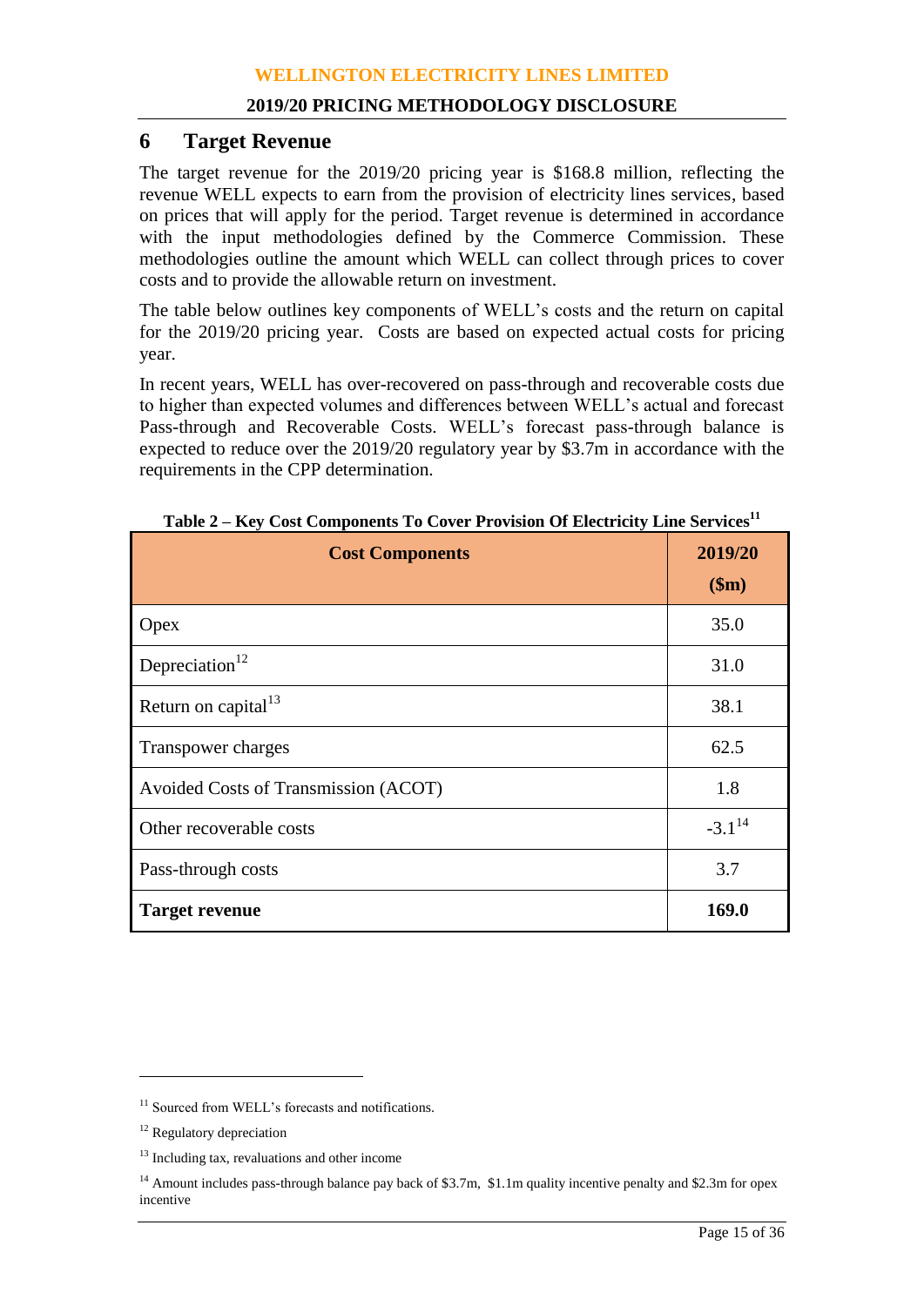## 6 Target Revenue

The target revenue for the 2019/20 pricing year is $168.8 million, reflecting the revenue WELL expects to earn from the provision of electricity lines services, based on prices that will apply for the period. Target revenue is determined in accordance with the input methodologies defined by the Commerce Commission. These methodologies outline the amount which WELL can collect through prices to cover costs and to provide the allowable return on investment.

The table below outlines key components of WELL's costs and the return on capital for the 2019/20 pricing year. Costs are based on expected actual costs for pricing year.

In recent years, WELL has over-recovered on pass-through and recoverable costs due to higher than expected volumes and differences between WELL's actual and forecast Pass-through and Recoverable Costs. WELL's forecast pass-through balance is expected to reduce over the 2019/20 regulatory year by $3.7m in accordance with the requirements in the CPP determination.

**Table 2 – Key Cost Components To Cover Provision Of Electricity Line Services[11]**

| Cost Components | 2019/20 ($m) |
|---|---|
| Opex | 35.0 |
| Depreciation[12] | 31.0 |
| Return on capital[13] | 38.1 |
| Transpower charges | 62.5 |
| Avoided Costs of Transmission (ACOT) | 1.8 |
| Other recoverable costs | -3.1[14] |
| Pass-through costs | 3.7 |
| **Target revenue** | **169.0** |

[11] Sourced from WELL's forecasts and notifications.

[12] Regulatory depreciation

[13] Including tax, revaluations and other income

[14] Amount includes pass-through balance pay back of $3.7m, $1.1m quality incentive penalty and $2.3m for opex incentive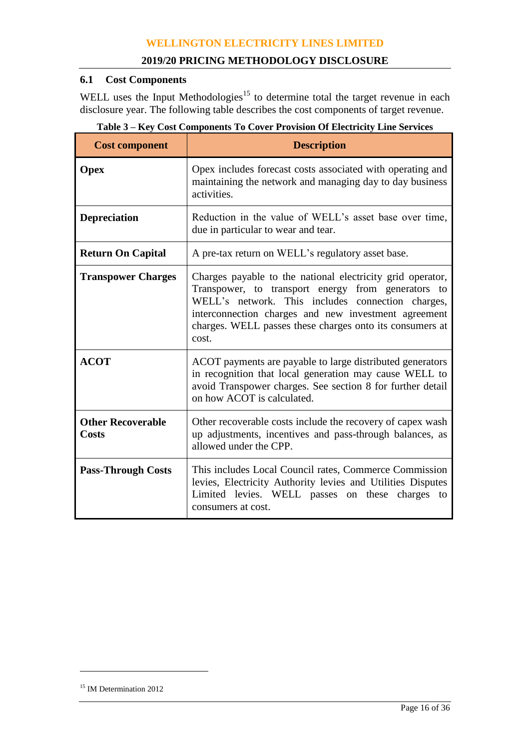### 6.1 Cost Components

WELL uses the Input Methodologies[15] to determine total the target revenue in each disclosure year. The following table describes the cost components of target revenue.

**Table 3 – Key Cost Components To Cover Provision Of Electricity Line Services**

| Cost component | Description |
|---|---|
| **Opex** | Opex includes forecast costs associated with operating and maintaining the network and managing day to day business activities. |
| **Depreciation** | Reduction in the value of WELL's asset base over time, due in particular to wear and tear. |
| **Return On Capital** | A pre-tax return on WELL's regulatory asset base. |
| **Transpower Charges** | Charges payable to the national electricity grid operator, Transpower, to transport energy from generators to WELL's network. This includes connection charges, interconnection charges and new investment agreement charges. WELL passes these charges onto its consumers at cost. |
| **ACOT** | ACOT payments are payable to large distributed generators in recognition that local generation may cause WELL to avoid Transpower charges. See section 8 for further detail on how ACOT is calculated. |
| **Other Recoverable Costs** | Other recoverable costs include the recovery of capex wash up adjustments, incentives and pass-through balances, as allowed under the CPP. |
| **Pass-Through Costs** | This includes Local Council rates, Commerce Commission levies, Electricity Authority levies and Utilities Disputes Limited levies. WELL passes on these charges to consumers at cost. |

[15] IM Determination 2012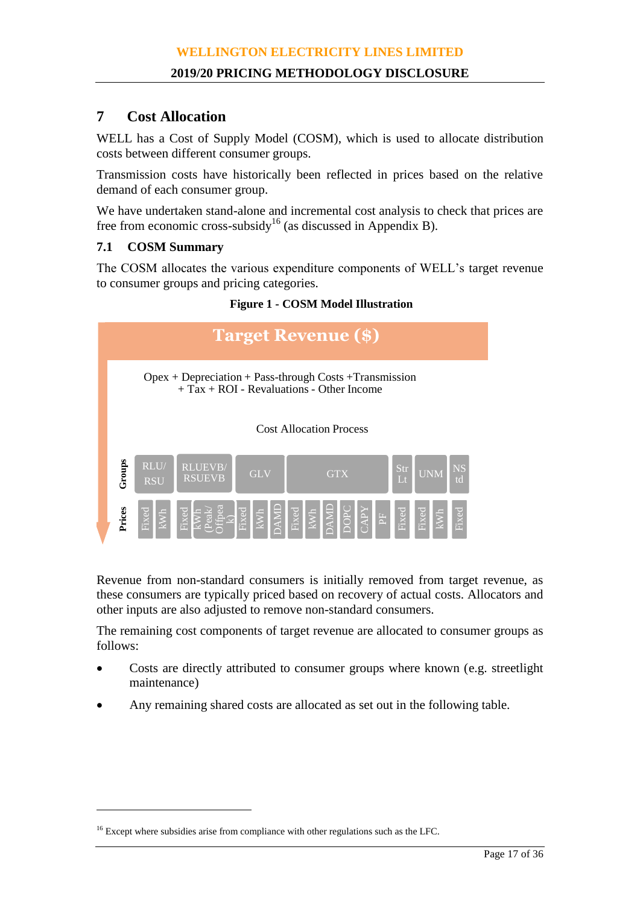## 7 Cost Allocation

WELL has a Cost of Supply Model (COSM), which is used to allocate distribution costs between different consumer groups.

Transmission costs have historically been reflected in prices based on the relative demand of each consumer group.

We have undertaken stand-alone and incremental cost analysis to check that prices are free from economic cross-subsidy[16] (as discussed in Appendix B).

### 7.1 COSM Summary

The COSM allocates the various expenditure components of WELL's target revenue to consumer groups and pricing categories.

**Figure 1 - COSM Model Illustration**

Target Revenue ($)

Opex + Depreciation + Pass-through Costs +Transmission + Tax + ROI - Revaluations - Other Income

Cost Allocation Process

| Groups | RLU/ RSU | | RLUEVB/ RSUEVB | | GLV | | | GTX | | | | | | Str Lt | UNM | | NS td |
|---|---|---|---|---|---|---|---|---|---|---|---|---|---|---|---|---|---|
| Prices | Fixed | kWh | Fixed | kWh (Peak/ Offpeak) | Fixed | kWh | DAMD | Fixed | kWh | DAMD | DOPC | CAPY | PF | Fixed | Fixed | kWh | Fixed |

Revenue from non-standard consumers is initially removed from target revenue, as these consumers are typically priced based on recovery of actual costs. Allocators and other inputs are also adjusted to remove non-standard consumers.

The remaining cost components of target revenue are allocated to consumer groups as follows:

- Costs are directly attributed to consumer groups where known (e.g. streetlight maintenance)
- Any remaining shared costs are allocated as set out in the following table.

[16] Except where subsidies arise from compliance with other regulations such as the LFC.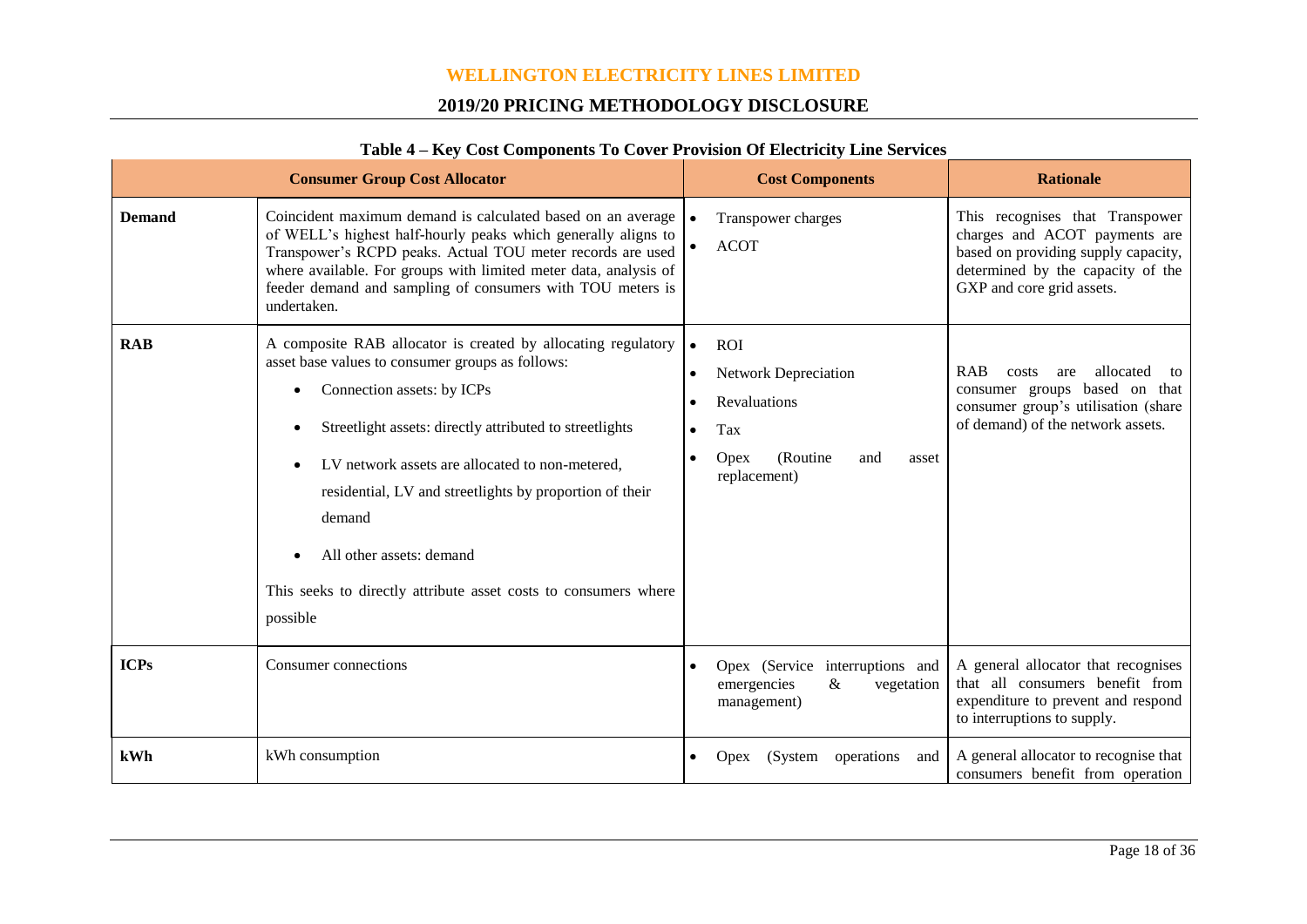**Table 4 – Key Cost Components To Cover Provision Of Electricity Line Services**

| Consumer Group Cost Allocator | | Cost Components | Rationale |
|---|---|---|---|
| **Demand** | Coincident maximum demand is calculated based on an average of WELL's highest half-hourly peaks which generally aligns to Transpower's RCPD peaks. Actual TOU meter records are used where available. For groups with limited meter data, analysis of feeder demand and sampling of consumers with TOU meters is undertaken. | • Transpower charges<br>• ACOT | This recognises that Transpower charges and ACOT payments are based on providing supply capacity, determined by the capacity of the GXP and core grid assets. |
| **RAB** | A composite RAB allocator is created by allocating regulatory asset base values to consumer groups as follows:<br>• Connection assets: by ICPs<br>• Streetlight assets: directly attributed to streetlights<br>• LV network assets are allocated to non-metered, residential, LV and streetlights by proportion of their demand<br>• All other assets: demand<br>This seeks to directly attribute asset costs to consumers where possible | • ROI<br>• Network Depreciation<br>• Revaluations<br>• Tax<br>• Opex (Routine and asset replacement) | RAB costs are allocated to consumer groups based on that consumer group's utilisation (share of demand) of the network assets. |
| **ICPs** | Consumer connections | • Opex (Service interruptions and emergencies & vegetation management) | A general allocator that recognises that all consumers benefit from expenditure to prevent and respond to interruptions to supply. |
| **kWh** | kWh consumption | • Opex (System operations and | A general allocator to recognise that consumers benefit from operation |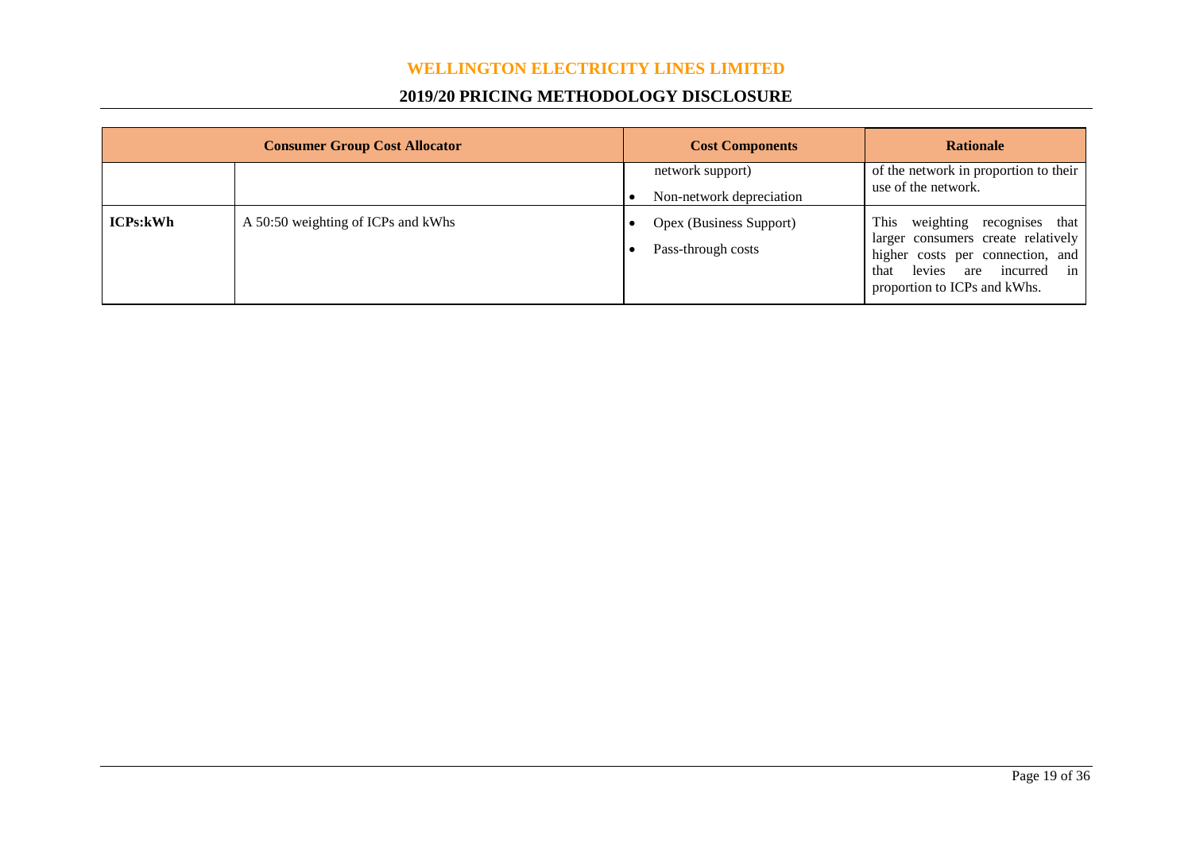| Consumer Group Cost Allocator | | Cost Components | Rationale |
|---|---|---|---|
| | | network support)<br>• Non-network depreciation | of the network in proportion to their use of the network. |
| **ICPs:kWh** | A 50:50 weighting of ICPs and kWhs | • Opex (Business Support)<br>• Pass-through costs | This weighting recognises that larger consumers create relatively higher costs per connection, and that levies are incurred in proportion to ICPs and kWhs. |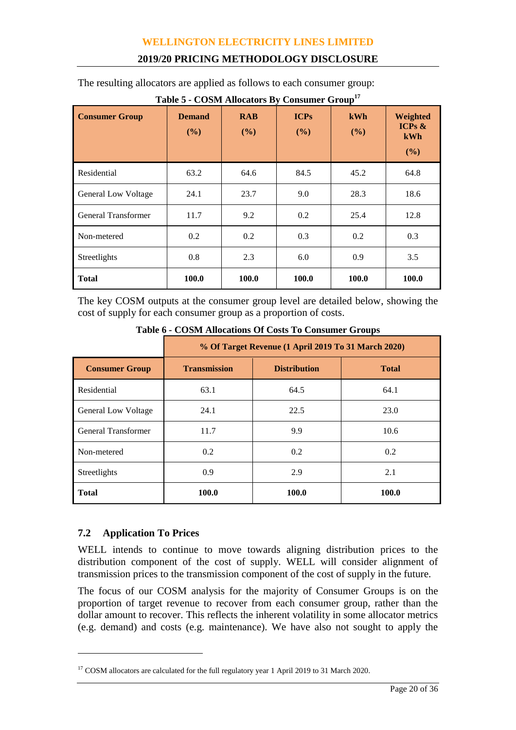The resulting allocators are applied as follows to each consumer group:

**Table 5 - COSM Allocators By Consumer Group**[17]

| Consumer Group | Demand (%) | RAB (%) | ICPs (%) | kWh (%) | Weighted ICPs & kWh (%) |
|---|---|---|---|---|---|
| Residential | 63.2 | 64.6 | 84.5 | 45.2 | 64.8 |
| General Low Voltage | 24.1 | 23.7 | 9.0 | 28.3 | 18.6 |
| General Transformer | 11.7 | 9.2 | 0.2 | 25.4 | 12.8 |
| Non-metered | 0.2 | 0.2 | 0.3 | 0.2 | 0.3 |
| Streetlights | 0.8 | 2.3 | 6.0 | 0.9 | 3.5 |
| **Total** | **100.0** | **100.0** | **100.0** | **100.0** | **100.0** |

The key COSM outputs at the consumer group level are detailed below, showing the cost of supply for each consumer group as a proportion of costs.

**Table 6 - COSM Allocations Of Costs To Consumer Groups**

| | % Of Target Revenue (1 April 2019 To 31 March 2020) | | |
|---|---|---|---|
| **Consumer Group** | **Transmission** | **Distribution** | **Total** |
| Residential | 63.1 | 64.5 | 64.1 |
| General Low Voltage | 24.1 | 22.5 | 23.0 |
| General Transformer | 11.7 | 9.9 | 10.6 |
| Non-metered | 0.2 | 0.2 | 0.2 |
| Streetlights | 0.9 | 2.9 | 2.1 |
| **Total** | **100.0** | **100.0** | **100.0** |

## 7.2 Application To Prices

WELL intends to continue to move towards aligning distribution prices to the distribution component of the cost of supply. WELL will consider alignment of transmission prices to the transmission component of the cost of supply in the future.

The focus of our COSM analysis for the majority of Consumer Groups is on the proportion of target revenue to recover from each consumer group, rather than the dollar amount to recover. This reflects the inherent volatility in some allocator metrics (e.g. demand) and costs (e.g. maintenance). We have also not sought to apply the

[17] COSM allocators are calculated for the full regulatory year 1 April 2019 to 31 March 2020.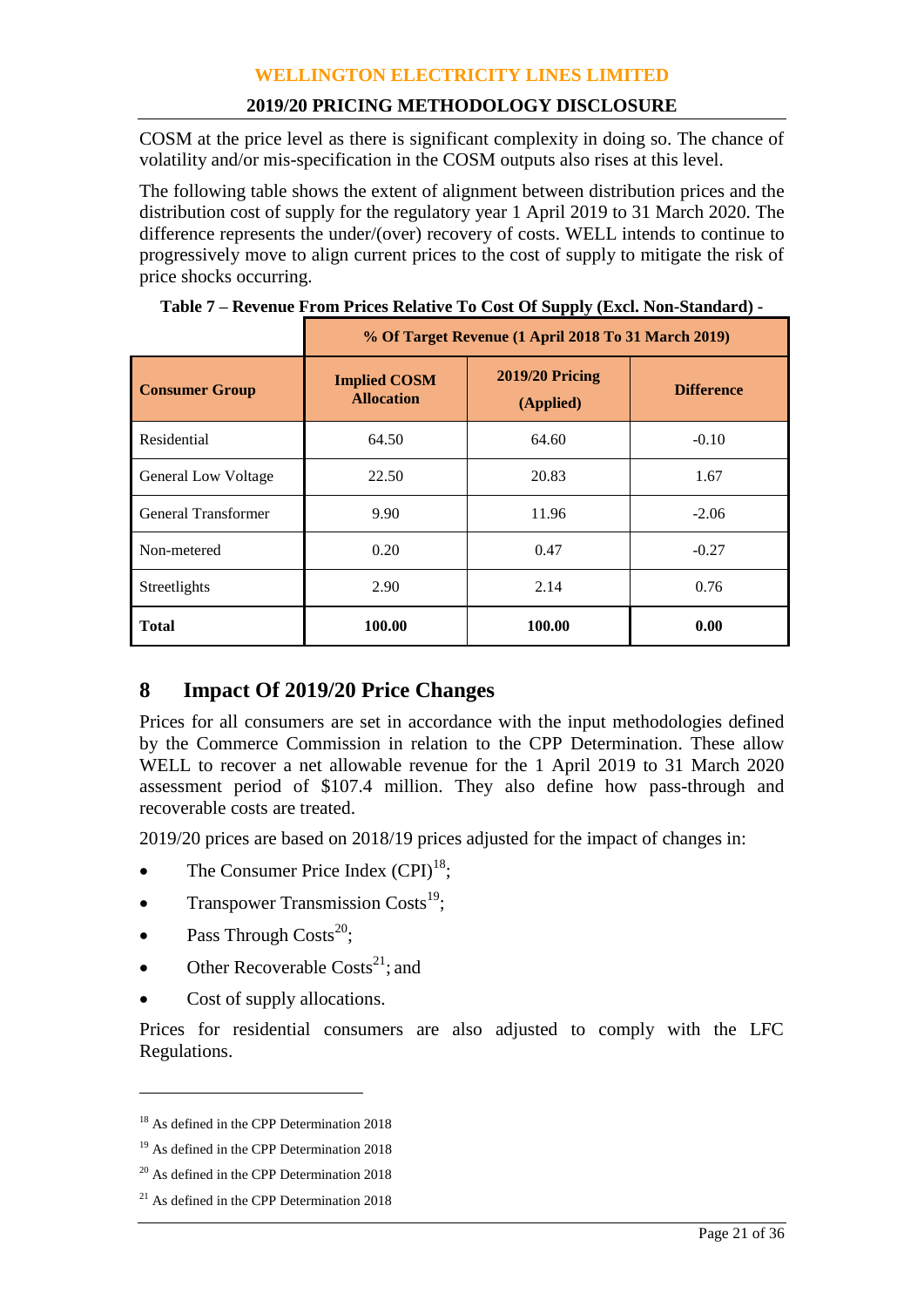COSM at the price level as there is significant complexity in doing so. The chance of volatility and/or mis-specification in the COSM outputs also rises at this level.

The following table shows the extent of alignment between distribution prices and the distribution cost of supply for the regulatory year 1 April 2019 to 31 March 2020. The difference represents the under/(over) recovery of costs. WELL intends to continue to progressively move to align current prices to the cost of supply to mitigate the risk of price shocks occurring.

**Table 7 – Revenue From Prices Relative To Cost Of Supply (Excl. Non-Standard) -**

| | % Of Target Revenue (1 April 2018 To 31 March 2019) | | |
|---|---|---|---|
| **Consumer Group** | **Implied COSM Allocation** | **2019/20 Pricing (Applied)** | **Difference** |
| Residential | 64.50 | 64.60 | -0.10 |
| General Low Voltage | 22.50 | 20.83 | 1.67 |
| General Transformer | 9.90 | 11.96 | -2.06 |
| Non-metered | 0.20 | 0.47 | -0.27 |
| Streetlights | 2.90 | 2.14 | 0.76 |
| **Total** | **100.00** | **100.00** | **0.00** |

## 8 Impact Of 2019/20 Price Changes

Prices for all consumers are set in accordance with the input methodologies defined by the Commerce Commission in relation to the CPP Determination. These allow WELL to recover a net allowable revenue for the 1 April 2019 to 31 March 2020 assessment period of $107.4 million. They also define how pass-through and recoverable costs are treated.

2019/20 prices are based on 2018/19 prices adjusted for the impact of changes in:

- The Consumer Price Index (CPI)[18];
- Transpower Transmission Costs[19];
- Pass Through Costs[20];
- Other Recoverable Costs[21]; and
- Cost of supply allocations.

Prices for residential consumers are also adjusted to comply with the LFC Regulations.

---

[18] As defined in the CPP Determination 2018

[19] As defined in the CPP Determination 2018

[20] As defined in the CPP Determination 2018

[21] As defined in the CPP Determination 2018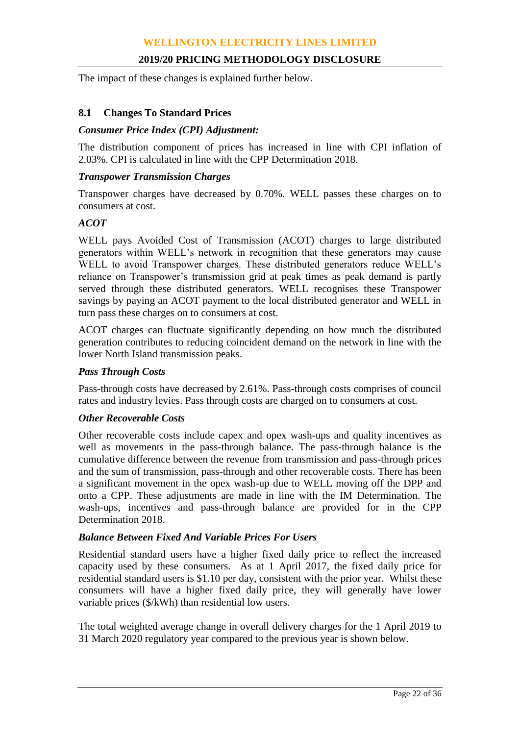The impact of these changes is explained further below.

## 8.1 Changes To Standard Prices

***Consumer Price Index (CPI) Adjustment:***

The distribution component of prices has increased in line with CPI inflation of 2.03%. CPI is calculated in line with the CPP Determination 2018.

***Transpower Transmission Charges***

Transpower charges have decreased by 0.70%. WELL passes these charges on to consumers at cost.

***ACOT***

WELL pays Avoided Cost of Transmission (ACOT) charges to large distributed generators within WELL's network in recognition that these generators may cause WELL to avoid Transpower charges. These distributed generators reduce WELL's reliance on Transpower's transmission grid at peak times as peak demand is partly served through these distributed generators. WELL recognises these Transpower savings by paying an ACOT payment to the local distributed generator and WELL in turn pass these charges on to consumers at cost.

ACOT charges can fluctuate significantly depending on how much the distributed generation contributes to reducing coincident demand on the network in line with the lower North Island transmission peaks.

***Pass Through Costs***

Pass-through costs have decreased by 2.61%. Pass-through costs comprises of council rates and industry levies. Pass through costs are charged on to consumers at cost.

***Other Recoverable Costs***

Other recoverable costs include capex and opex wash-ups and quality incentives as well as movements in the pass-through balance. The pass-through balance is the cumulative difference between the revenue from transmission and pass-through prices and the sum of transmission, pass-through and other recoverable costs. There has been a significant movement in the opex wash-up due to WELL moving off the DPP and onto a CPP. These adjustments are made in line with the IM Determination. The wash-ups, incentives and pass-through balance are provided for in the CPP Determination 2018.

***Balance Between Fixed And Variable Prices For Users***

Residential standard users have a higher fixed daily price to reflect the increased capacity used by these consumers. As at 1 April 2017, the fixed daily price for residential standard users is $1.10 per day, consistent with the prior year. Whilst these consumers will have a higher fixed daily price, they will generally have lower variable prices ($/kWh) than residential low users.

The total weighted average change in overall delivery charges for the 1 April 2019 to 31 March 2020 regulatory year compared to the previous year is shown below.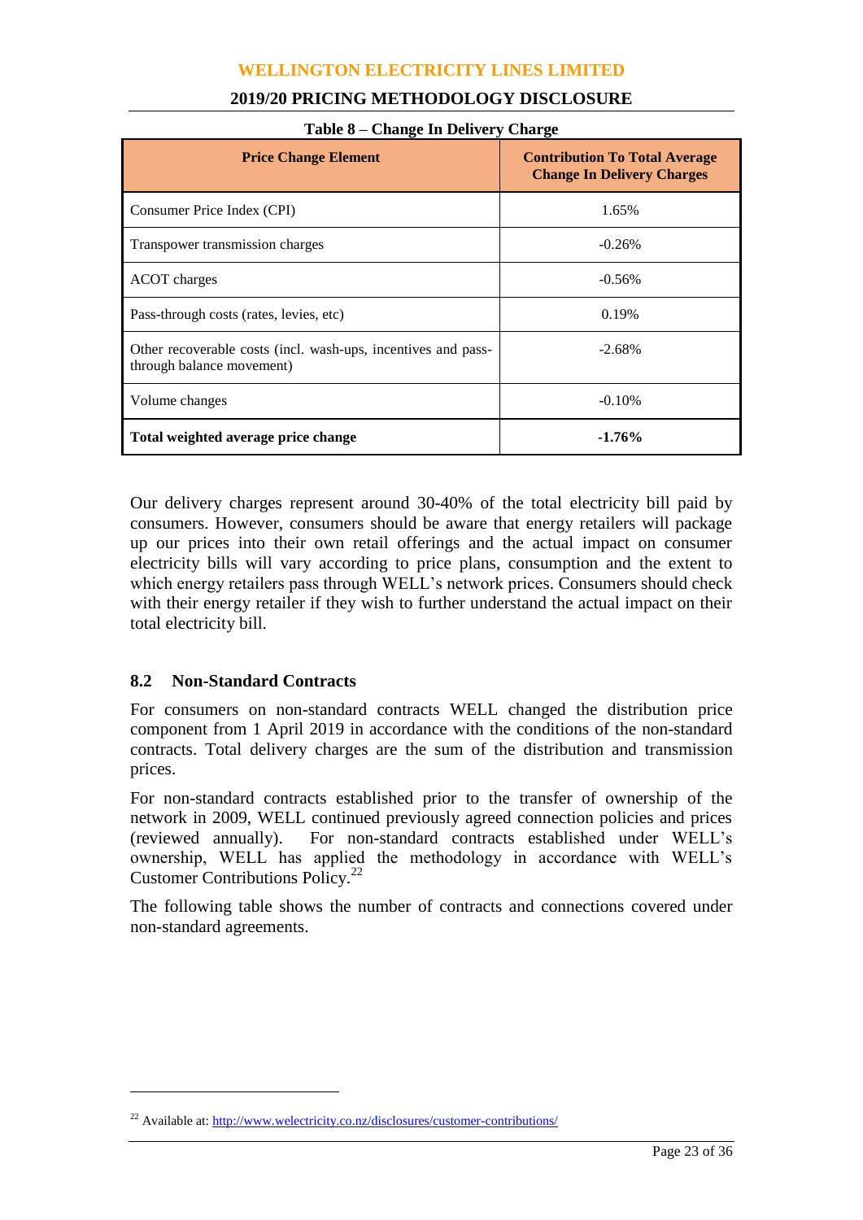**Table 8 – Change In Delivery Charge**

| Price Change Element | Contribution To Total Average Change In Delivery Charges |
|---|---|
| Consumer Price Index (CPI) | 1.65% |
| Transpower transmission charges | -0.26% |
| ACOT charges | -0.56% |
| Pass-through costs (rates, levies, etc) | 0.19% |
| Other recoverable costs (incl. wash-ups, incentives and pass-through balance movement) | -2.68% |
| Volume changes | -0.10% |
| **Total weighted average price change** | **-1.76%** |

Our delivery charges represent around 30-40% of the total electricity bill paid by consumers. However, consumers should be aware that energy retailers will package up our prices into their own retail offerings and the actual impact on consumer electricity bills will vary according to price plans, consumption and the extent to which energy retailers pass through WELL's network prices. Consumers should check with their energy retailer if they wish to further understand the actual impact on their total electricity bill.

## 8.2 Non-Standard Contracts

For consumers on non-standard contracts WELL changed the distribution price component from 1 April 2019 in accordance with the conditions of the non-standard contracts. Total delivery charges are the sum of the distribution and transmission prices.

For non-standard contracts established prior to the transfer of ownership of the network in 2009, WELL continued previously agreed connection policies and prices (reviewed annually). For non-standard contracts established under WELL's ownership, WELL has applied the methodology in accordance with WELL's Customer Contributions Policy.[22]

The following table shows the number of contracts and connections covered under non-standard agreements.

[22] Available at: http://www.welectricity.co.nz/disclosures/customer-contributions/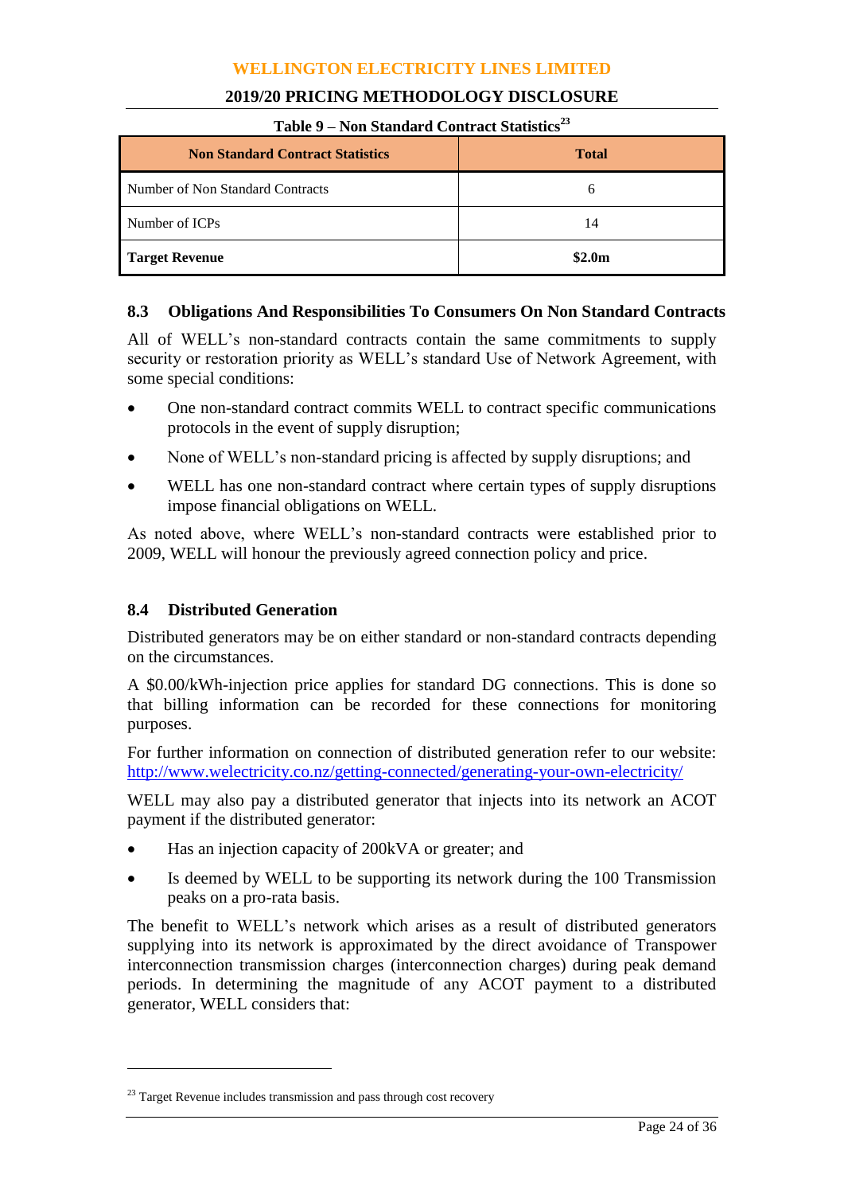**Table 9 – Non Standard Contract Statistics**[23]

| Non Standard Contract Statistics | Total |
|---|---|
| Number of Non Standard Contracts | 6 |
| Number of ICPs | 14 |
| **Target Revenue** | **$2.0m** |

### 8.3 Obligations And Responsibilities To Consumers On Non Standard Contracts

All of WELL's non-standard contracts contain the same commitments to supply security or restoration priority as WELL's standard Use of Network Agreement, with some special conditions:

- One non-standard contract commits WELL to contract specific communications protocols in the event of supply disruption;
- None of WELL's non-standard pricing is affected by supply disruptions; and
- WELL has one non-standard contract where certain types of supply disruptions impose financial obligations on WELL.

As noted above, where WELL's non-standard contracts were established prior to 2009, WELL will honour the previously agreed connection policy and price.

### 8.4 Distributed Generation

Distributed generators may be on either standard or non-standard contracts depending on the circumstances.

A $0.00/kWh-injection price applies for standard DG connections. This is done so that billing information can be recorded for these connections for monitoring purposes.

For further information on connection of distributed generation refer to our website: http://www.welectricity.co.nz/getting-connected/generating-your-own-electricity/

WELL may also pay a distributed generator that injects into its network an ACOT payment if the distributed generator:

- Has an injection capacity of 200kVA or greater; and
- Is deemed by WELL to be supporting its network during the 100 Transmission peaks on a pro-rata basis.

The benefit to WELL's network which arises as a result of distributed generators supplying into its network is approximated by the direct avoidance of Transpower interconnection transmission charges (interconnection charges) during peak demand periods. In determining the magnitude of any ACOT payment to a distributed generator, WELL considers that:

[23] Target Revenue includes transmission and pass through cost recovery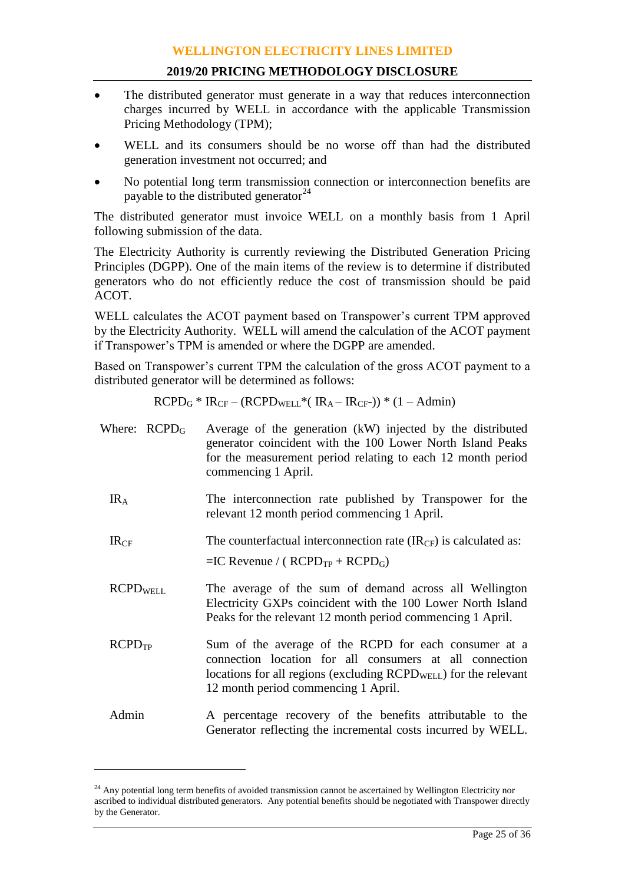- The distributed generator must generate in a way that reduces interconnection charges incurred by WELL in accordance with the applicable Transmission Pricing Methodology (TPM);
- WELL and its consumers should be no worse off than had the distributed generation investment not occurred; and
- No potential long term transmission connection or interconnection benefits are payable to the distributed generator[24]

The distributed generator must invoice WELL on a monthly basis from 1 April following submission of the data.

The Electricity Authority is currently reviewing the Distributed Generation Pricing Principles (DGPP). One of the main items of the review is to determine if distributed generators who do not efficiently reduce the cost of transmission should be paid ACOT.

WELL calculates the ACOT payment based on Transpower's current TPM approved by the Electricity Authority. WELL will amend the calculation of the ACOT payment if Transpower's TPM is amended or where the DGPP are amended.

Based on Transpower's current TPM the calculation of the gross ACOT payment to a distributed generator will be determined as follows:

$$RCPD_G * IR_{CF} – (RCPD_{WELL} * ( IR_A – IR_{CF}-)) * (1 – Admin)$$

Where:

| | |
|---|---|
| $RCPD_G$ | Average of the generation (kW) injected by the distributed generator coincident with the 100 Lower North Island Peaks for the measurement period relating to each 12 month period commencing 1 April. |
| $IR_A$ | The interconnection rate published by Transpower for the relevant 12 month period commencing 1 April. |
| $IR_{CF}$ | The counterfactual interconnection rate ($IR_{CF}$) is calculated as: =IC Revenue / ( $RCPD_{TP}$ + $RCPD_G$) |
| $RCPD_{WELL}$ | The average of the sum of demand across all Wellington Electricity GXPs coincident with the 100 Lower North Island Peaks for the relevant 12 month period commencing 1 April. |
| $RCPD_{TP}$ | Sum of the average of the RCPD for each consumer at a connection location for all consumers at all connection locations for all regions (excluding $RCPD_{WELL}$) for the relevant 12 month period commencing 1 April. |
| Admin | A percentage recovery of the benefits attributable to the Generator reflecting the incremental costs incurred by WELL. |

[24] Any potential long term benefits of avoided transmission cannot be ascertained by Wellington Electricity nor ascribed to individual distributed generators. Any potential benefits should be negotiated with Transpower directly by the Generator.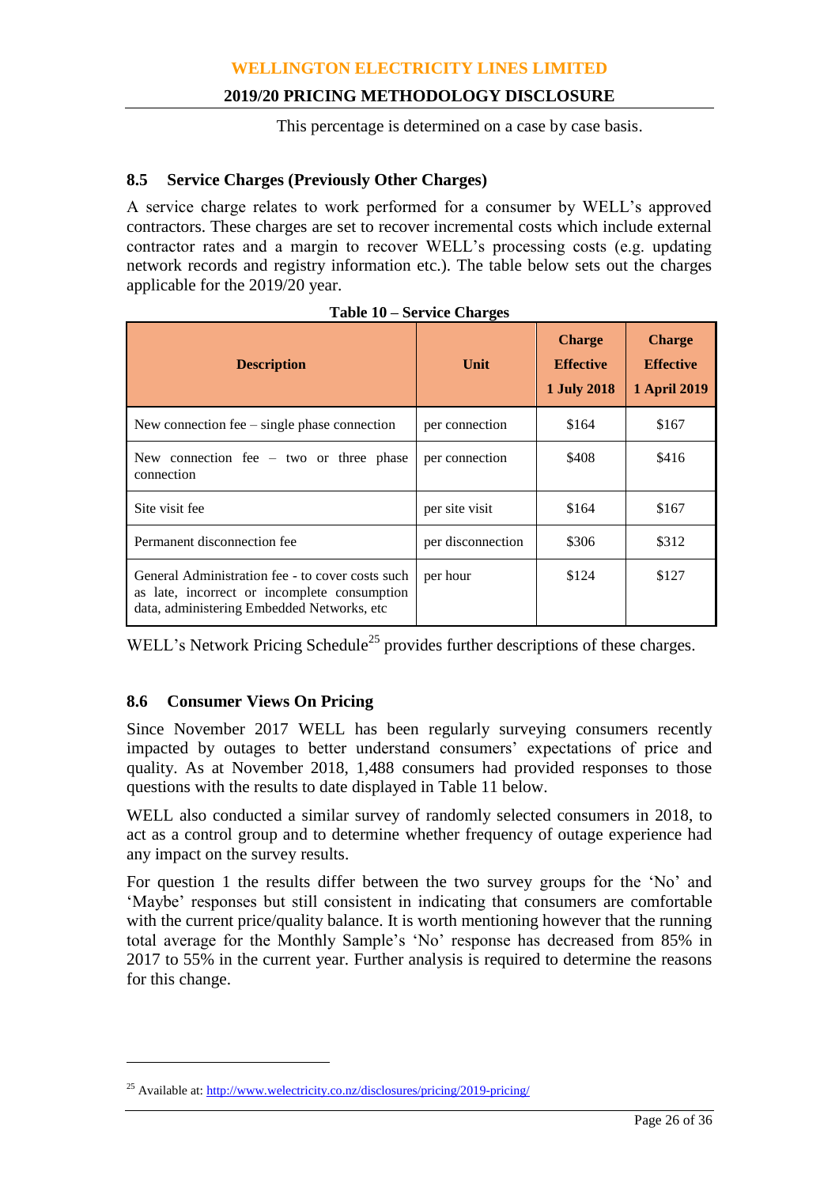This percentage is determined on a case by case basis.

### 8.5 Service Charges (Previously Other Charges)

A service charge relates to work performed for a consumer by WELL's approved contractors. These charges are set to recover incremental costs which include external contractor rates and a margin to recover WELL's processing costs (e.g. updating network records and registry information etc.). The table below sets out the charges applicable for the 2019/20 year.

**Table 10 – Service Charges**

| Description | Unit | Charge Effective 1 July 2018 | Charge Effective 1 April 2019 |
|---|---|---|---|
| New connection fee – single phase connection | per connection | $164 | $167 |
| New connection fee – two or three phase connection | per connection | $408 | $416 |
| Site visit fee | per site visit | $164 | $167 |
| Permanent disconnection fee | per disconnection | $306 | $312 |
| General Administration fee - to cover costs such as late, incorrect or incomplete consumption data, administering Embedded Networks, etc | per hour | $124 | $127 |

WELL's Network Pricing Schedule[25] provides further descriptions of these charges.

### 8.6 Consumer Views On Pricing

Since November 2017 WELL has been regularly surveying consumers recently impacted by outages to better understand consumers' expectations of price and quality. As at November 2018, 1,488 consumers had provided responses to those questions with the results to date displayed in Table 11 below.

WELL also conducted a similar survey of randomly selected consumers in 2018, to act as a control group and to determine whether frequency of outage experience had any impact on the survey results.

For question 1 the results differ between the two survey groups for the 'No' and 'Maybe' responses but still consistent in indicating that consumers are comfortable with the current price/quality balance. It is worth mentioning however that the running total average for the Monthly Sample's 'No' response has decreased from 85% in 2017 to 55% in the current year. Further analysis is required to determine the reasons for this change.

---

[25] Available at: http://www.welectricity.co.nz/disclosures/pricing/2019-pricing/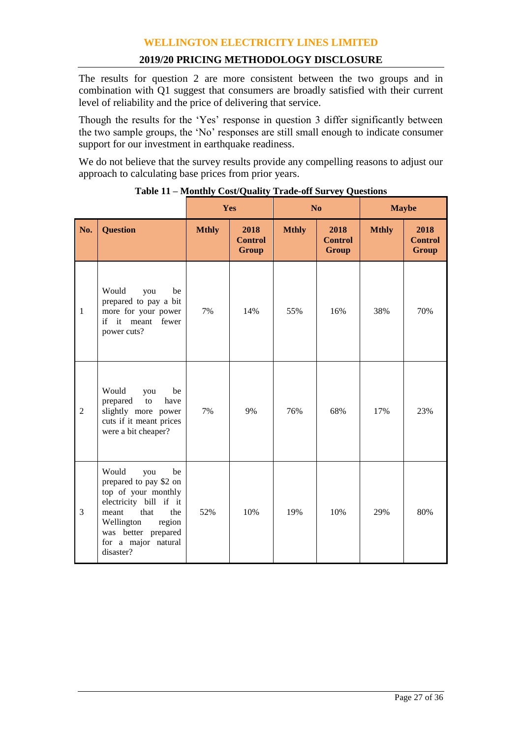The results for question 2 are more consistent between the two groups and in combination with Q1 suggest that consumers are broadly satisfied with their current level of reliability and the price of delivering that service.

Though the results for the 'Yes' response in question 3 differ significantly between the two sample groups, the 'No' responses are still small enough to indicate consumer support for our investment in earthquake readiness.

We do not believe that the survey results provide any compelling reasons to adjust our approach to calculating base prices from prior years.

**Table 11 – Monthly Cost/Quality Trade-off Survey Questions**

| | | Yes | | No | | Maybe | |
|---|---|---|---|---|---|---|---|
| **No.** | **Question** | **Mthly** | **2018 Control Group** | **Mthly** | **2018 Control Group** | **Mthly** | **2018 Control Group** |
| 1 | Would you be prepared to pay a bit more for your power if it meant fewer power cuts? | 7% | 14% | 55% | 16% | 38% | 70% |
| 2 | Would you be prepared to have slightly more power cuts if it meant prices were a bit cheaper? | 7% | 9% | 76% | 68% | 17% | 23% |
| 3 | Would you be prepared to pay $2 on top of your monthly electricity bill if it meant that the Wellington region was better prepared for a major natural disaster? | 52% | 10% | 19% | 10% | 29% | 80% |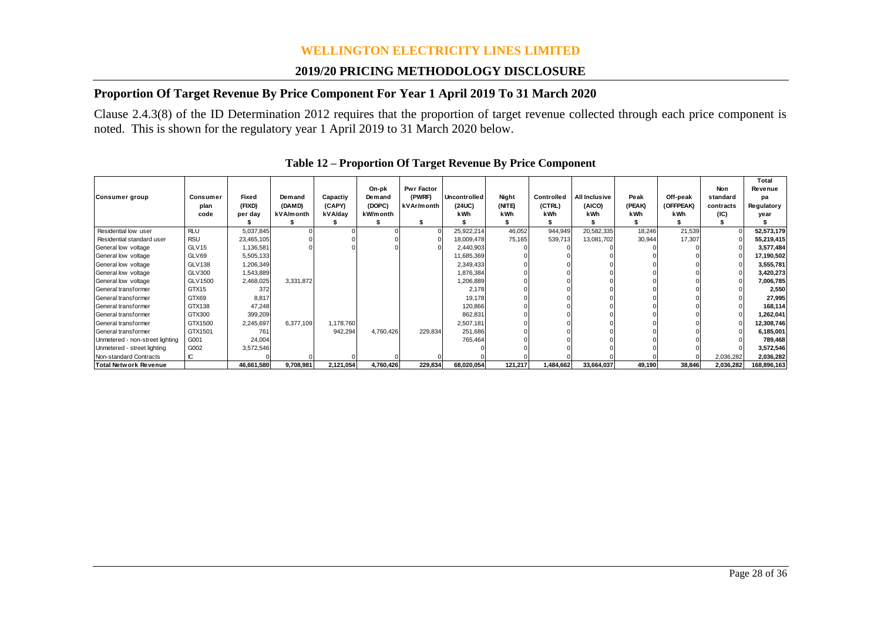# WELLINGTON ELECTRICITY LINES LIMITED

## 2019/20 PRICING METHODOLOGY DISCLOSURE

### Proportion Of Target Revenue By Price Component For Year 1 April 2019 To 31 March 2020

Clause 2.4.3(8) of the ID Determination 2012 requires that the proportion of target revenue collected through each price component is noted. This is shown for the regulatory year 1 April 2019 to 31 March 2020 below.

**Table 12 – Proportion Of Target Revenue By Price Component**

| Consumer group | Consumer plan code | Fixed (FIXD) per day $ | Demand (DAMD) kVA/month $ | Capactiy (CAPY) kVA/day $ | On-pk Demand (DOPC) kW/month $ | Pwr Factor (PWRF) kVAr/month $ | Uncontrolled (24UC) kWh $ | Night (NITE) kWh $ | Controlled (CTRL) kWh $ | All Inclusive (AICO) kWh $ | Peak (PEAK) kWh $ | Off-peak (OFFPEAK) kWh $ | Non standard contracts (IC) $ | Total Revenue pa Regulatory year $ |
|---|---|---|---|---|---|---|---|---|---|---|---|---|---|---|
| Residential low user | RLU | 5,037,845 | 0 | 0 | 0 | 0 | 25,922,214 | 46,052 | 944,949 | 20,582,335 | 18,246 | 21,539 | 0 | 52,573,179 |
| Residential standard user | RSU | 23,465,105 | 0 | 0 | 0 | 0 | 18,009,478 | 75,165 | 539,713 | 13,081,702 | 30,944 | 17,307 | 0 | 55,219,415 |
| General low voltage | GLV15 | 1,136,581 | 0 | 0 | 0 | 0 | 2,440,903 | 0 | 0 | 0 | 0 | 0 | 0 | 3,577,484 |
| General low voltage | GLV69 | 5,505,133 | | | | | 11,685,369 | 0 | 0 | 0 | 0 | 0 | 0 | 17,190,502 |
| General low voltage | GLV138 | 1,206,349 | | | | | 2,349,433 | 0 | 0 | 0 | 0 | 0 | 0 | 3,555,781 |
| General low voltage | GLV300 | 1,543,889 | | | | | 1,876,384 | 0 | 0 | 0 | 0 | 0 | 0 | 3,420,273 |
| General low voltage | GLV1500 | 2,468,025 | 3,331,872 | | | | 1,206,889 | 0 | 0 | 0 | 0 | 0 | 0 | 7,006,785 |
| General transformer | GTX15 | 372 | | | | | 2,178 | 0 | 0 | 0 | 0 | 0 | 0 | 2,550 |
| General transformer | GTX69 | 8,817 | | | | | 19,178 | 0 | 0 | 0 | 0 | 0 | 0 | 27,995 |
| General transformer | GTX138 | 47,248 | | | | | 120,866 | 0 | 0 | 0 | 0 | 0 | 0 | 168,114 |
| General transformer | GTX300 | 399,209 | | | | | 862,831 | 0 | 0 | 0 | 0 | 0 | 0 | 1,262,041 |
| General transformer | GTX1500 | 2,245,697 | 6,377,109 | 1,178,760 | | | 2,507,181 | 0 | 0 | 0 | 0 | 0 | 0 | 12,308,746 |
| General transformer | GTX1501 | 761 | | 942,294 | 4,760,426 | 229,834 | 251,686 | 0 | 0 | 0 | 0 | 0 | 0 | 6,185,001 |
| Unmetered - non-street lighting | G001 | 24,004 | | | | | 765,464 | 0 | 0 | 0 | 0 | 0 | 0 | 789,468 |
| Unmetered - street lighting | G002 | 3,572,546 | | | | | 0 | 0 | 0 | 0 | 0 | 0 | 0 | 3,572,546 |
| Non-standard Contracts | IC | 0 | 0 | 0 | 0 | 0 | 0 | 0 | 0 | 0 | 0 | 0 | 2,036,282 | 2,036,282 |
| **Total Network Revenue** | | **46,661,580** | **9,708,981** | **2,121,054** | **4,760,426** | **229,834** | **68,020,054** | **121,217** | **1,484,662** | **33,664,037** | **49,190** | **38,846** | **2,036,282** | **168,896,163** |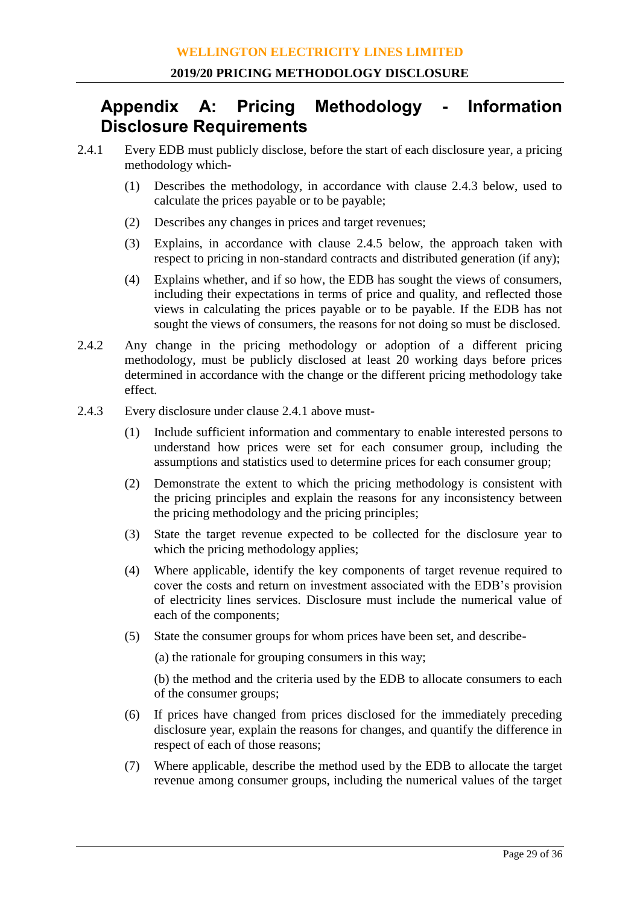# Appendix A: Pricing Methodology - Information Disclosure Requirements

2.4.1 Every EDB must publicly disclose, before the start of each disclosure year, a pricing methodology which-

(1) Describes the methodology, in accordance with clause 2.4.3 below, used to calculate the prices payable or to be payable;

(2) Describes any changes in prices and target revenues;

(3) Explains, in accordance with clause 2.4.5 below, the approach taken with respect to pricing in non-standard contracts and distributed generation (if any);

(4) Explains whether, and if so how, the EDB has sought the views of consumers, including their expectations in terms of price and quality, and reflected those views in calculating the prices payable or to be payable. If the EDB has not sought the views of consumers, the reasons for not doing so must be disclosed.

2.4.2 Any change in the pricing methodology or adoption of a different pricing methodology, must be publicly disclosed at least 20 working days before prices determined in accordance with the change or the different pricing methodology take effect.

2.4.3 Every disclosure under clause 2.4.1 above must-

(1) Include sufficient information and commentary to enable interested persons to understand how prices were set for each consumer group, including the assumptions and statistics used to determine prices for each consumer group;

(2) Demonstrate the extent to which the pricing methodology is consistent with the pricing principles and explain the reasons for any inconsistency between the pricing methodology and the pricing principles;

(3) State the target revenue expected to be collected for the disclosure year to which the pricing methodology applies;

(4) Where applicable, identify the key components of target revenue required to cover the costs and return on investment associated with the EDB's provision of electricity lines services. Disclosure must include the numerical value of each of the components;

(5) State the consumer groups for whom prices have been set, and describe-

(a) the rationale for grouping consumers in this way;

(b) the method and the criteria used by the EDB to allocate consumers to each of the consumer groups;

(6) If prices have changed from prices disclosed for the immediately preceding disclosure year, explain the reasons for changes, and quantify the difference in respect of each of those reasons;

(7) Where applicable, describe the method used by the EDB to allocate the target revenue among consumer groups, including the numerical values of the target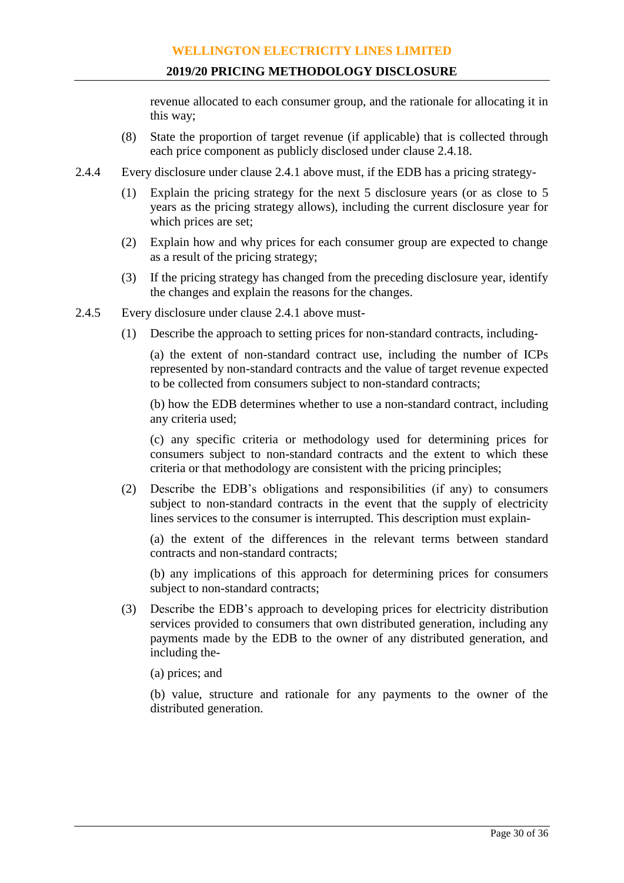revenue allocated to each consumer group, and the rationale for allocating it in this way;

(8) State the proportion of target revenue (if applicable) that is collected through each price component as publicly disclosed under clause 2.4.18.

2.4.4 Every disclosure under clause 2.4.1 above must, if the EDB has a pricing strategy-

(1) Explain the pricing strategy for the next 5 disclosure years (or as close to 5 years as the pricing strategy allows), including the current disclosure year for which prices are set;

(2) Explain how and why prices for each consumer group are expected to change as a result of the pricing strategy;

(3) If the pricing strategy has changed from the preceding disclosure year, identify the changes and explain the reasons for the changes.

2.4.5 Every disclosure under clause 2.4.1 above must-

(1) Describe the approach to setting prices for non-standard contracts, including-

(a) the extent of non-standard contract use, including the number of ICPs represented by non-standard contracts and the value of target revenue expected to be collected from consumers subject to non-standard contracts;

(b) how the EDB determines whether to use a non-standard contract, including any criteria used;

(c) any specific criteria or methodology used for determining prices for consumers subject to non-standard contracts and the extent to which these criteria or that methodology are consistent with the pricing principles;

(2) Describe the EDB's obligations and responsibilities (if any) to consumers subject to non-standard contracts in the event that the supply of electricity lines services to the consumer is interrupted. This description must explain-

(a) the extent of the differences in the relevant terms between standard contracts and non-standard contracts;

(b) any implications of this approach for determining prices for consumers subject to non-standard contracts;

(3) Describe the EDB's approach to developing prices for electricity distribution services provided to consumers that own distributed generation, including any payments made by the EDB to the owner of any distributed generation, and including the-

(a) prices; and

(b) value, structure and rationale for any payments to the owner of the distributed generation.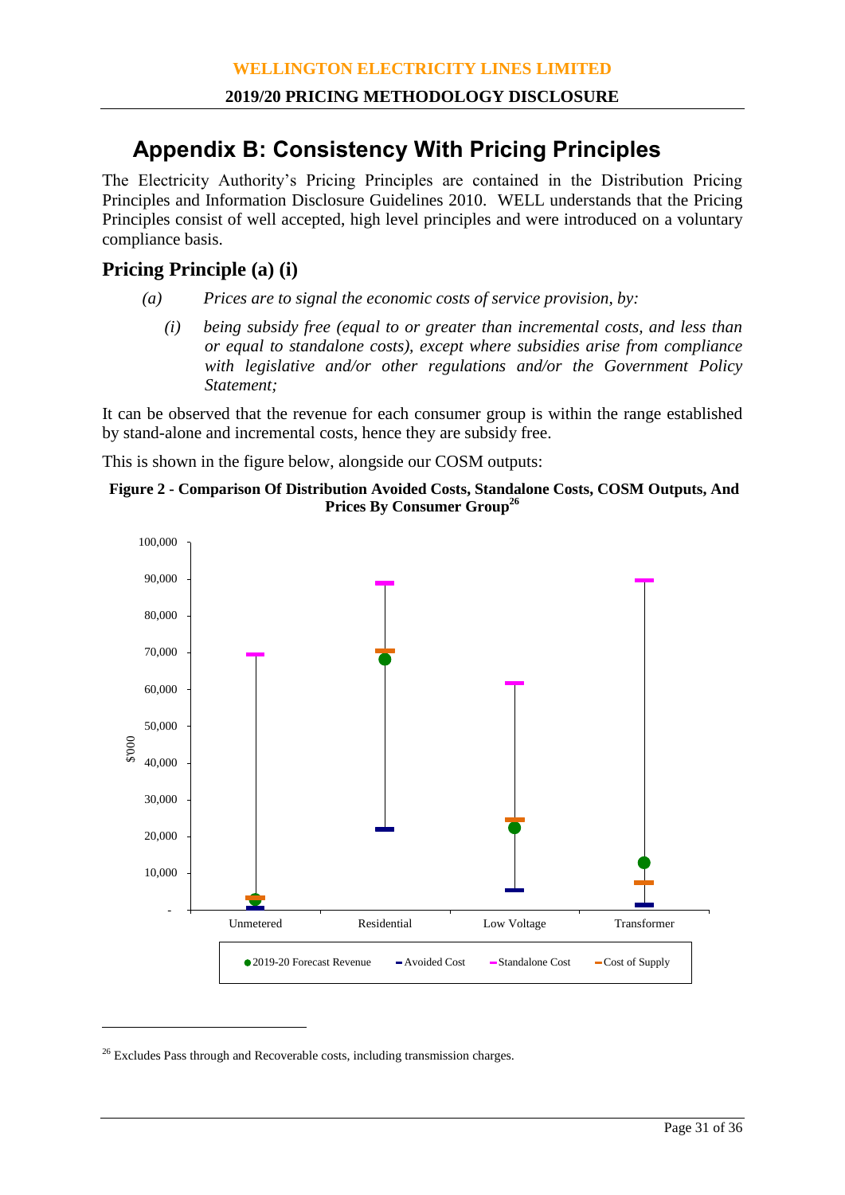# Appendix B: Consistency With Pricing Principles

The Electricity Authority's Pricing Principles are contained in the Distribution Pricing Principles and Information Disclosure Guidelines 2010. WELL understands that the Pricing Principles consist of well accepted, high level principles and were introduced on a voluntary compliance basis.

## Pricing Principle (a) (i)

*(a) Prices are to signal the economic costs of service provision, by:*

*(i) being subsidy free (equal to or greater than incremental costs, and less than or equal to standalone costs), except where subsidies arise from compliance with legislative and/or other regulations and/or the Government Policy Statement;*

It can be observed that the revenue for each consumer group is within the range established by stand-alone and incremental costs, hence they are subsidy free.

This is shown in the figure below, alongside our COSM outputs:

**Figure 2 - Comparison Of Distribution Avoided Costs, Standalone Costs, COSM Outputs, And Prices By Consumer Group[26]**

[26] Excludes Pass through and Recoverable costs, including transmission charges.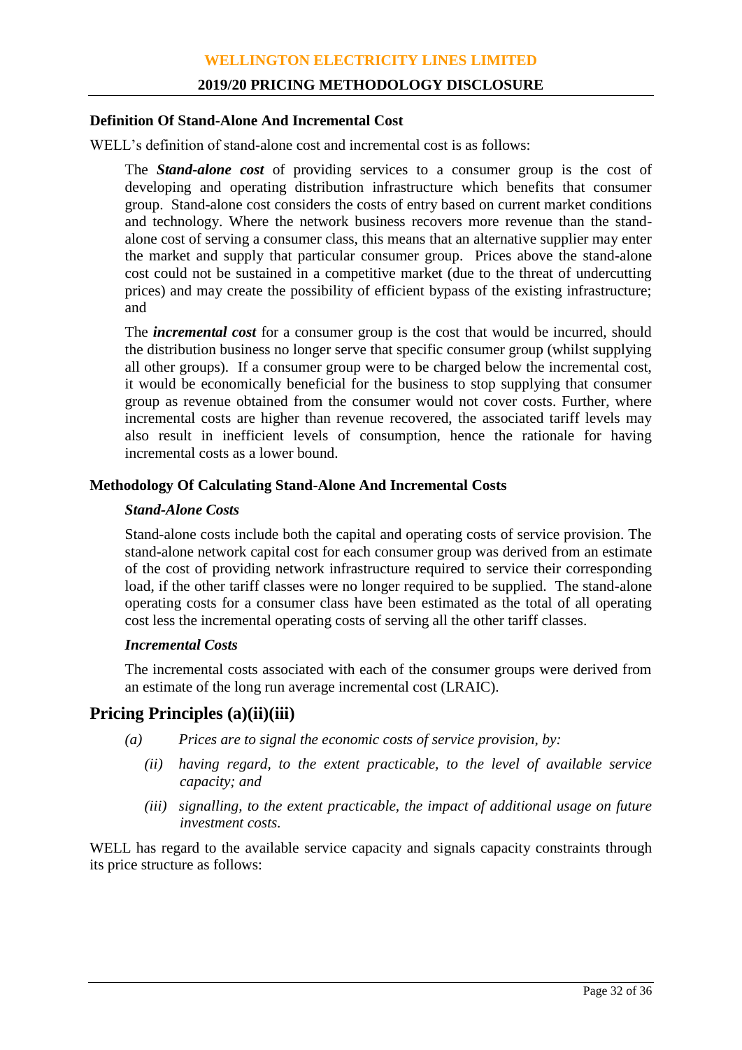#### Definition Of Stand-Alone And Incremental Cost

WELL's definition of stand-alone cost and incremental cost is as follows:

> The ***Stand-alone cost*** of providing services to a consumer group is the cost of developing and operating distribution infrastructure which benefits that consumer group. Stand-alone cost considers the costs of entry based on current market conditions and technology. Where the network business recovers more revenue than the stand-alone cost of serving a consumer class, this means that an alternative supplier may enter the market and supply that particular consumer group. Prices above the stand-alone cost could not be sustained in a competitive market (due to the threat of undercutting prices) and may create the possibility of efficient bypass of the existing infrastructure; and
>
> The ***incremental cost*** for a consumer group is the cost that would be incurred, should the distribution business no longer serve that specific consumer group (whilst supplying all other groups). If a consumer group were to be charged below the incremental cost, it would be economically beneficial for the business to stop supplying that consumer group as revenue obtained from the consumer would not cover costs. Further, where incremental costs are higher than revenue recovered, the associated tariff levels may also result in inefficient levels of consumption, hence the rationale for having incremental costs as a lower bound.

#### Methodology Of Calculating Stand-Alone And Incremental Costs

##### *Stand-Alone Costs*

Stand-alone costs include both the capital and operating costs of service provision. The stand-alone network capital cost for each consumer group was derived from an estimate of the cost of providing network infrastructure required to service their corresponding load, if the other tariff classes were no longer required to be supplied. The stand-alone operating costs for a consumer class have been estimated as the total of all operating cost less the incremental operating costs of serving all the other tariff classes.

##### *Incremental Costs*

The incremental costs associated with each of the consumer groups were derived from an estimate of the long run average incremental cost (LRAIC).

## Pricing Principles (a)(ii)(iii)

*(a) Prices are to signal the economic costs of service provision, by:*

*(ii) having regard, to the extent practicable, to the level of available service capacity; and*

*(iii) signalling, to the extent practicable, the impact of additional usage on future investment costs.*

WELL has regard to the available service capacity and signals capacity constraints through its price structure as follows: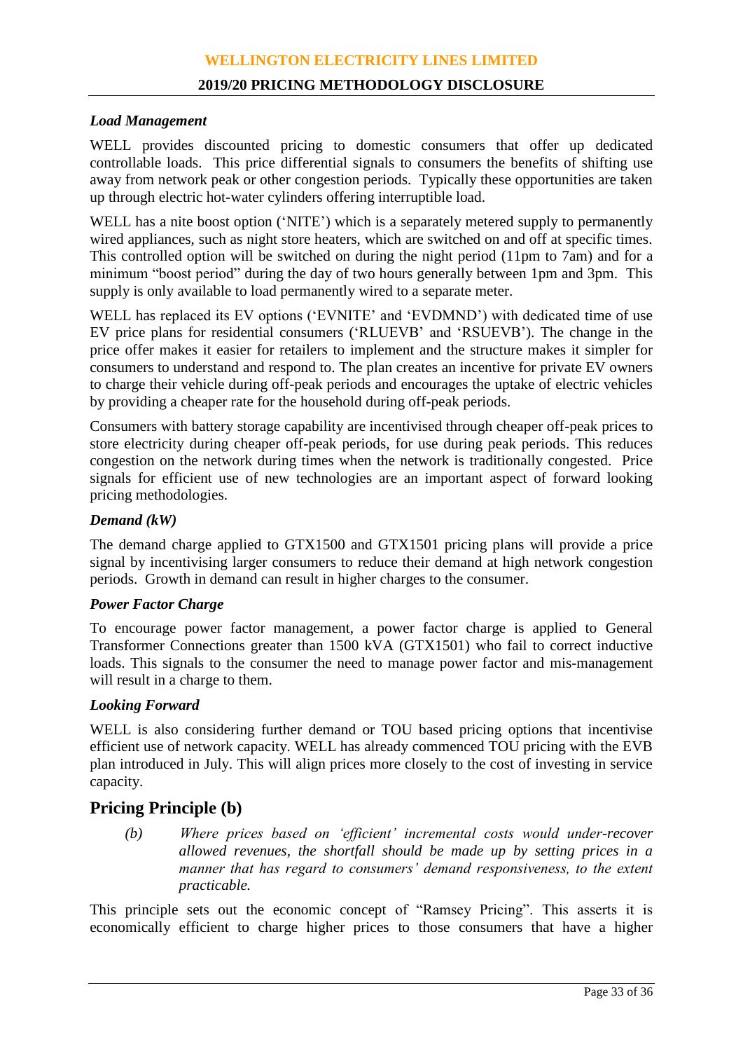### *Load Management*

WELL provides discounted pricing to domestic consumers that offer up dedicated controllable loads. This price differential signals to consumers the benefits of shifting use away from network peak or other congestion periods. Typically these opportunities are taken up through electric hot-water cylinders offering interruptible load.

WELL has a nite boost option ('NITE') which is a separately metered supply to permanently wired appliances, such as night store heaters, which are switched on and off at specific times. This controlled option will be switched on during the night period (11pm to 7am) and for a minimum "boost period" during the day of two hours generally between 1pm and 3pm. This supply is only available to load permanently wired to a separate meter.

WELL has replaced its EV options ('EVNITE' and 'EVDMND') with dedicated time of use EV price plans for residential consumers ('RLUEVB' and 'RSUEVB'). The change in the price offer makes it easier for retailers to implement and the structure makes it simpler for consumers to understand and respond to. The plan creates an incentive for private EV owners to charge their vehicle during off-peak periods and encourages the uptake of electric vehicles by providing a cheaper rate for the household during off-peak periods.

Consumers with battery storage capability are incentivised through cheaper off-peak prices to store electricity during cheaper off-peak periods, for use during peak periods. This reduces congestion on the network during times when the network is traditionally congested. Price signals for efficient use of new technologies are an important aspect of forward looking pricing methodologies.

### *Demand (kW)*

The demand charge applied to GTX1500 and GTX1501 pricing plans will provide a price signal by incentivising larger consumers to reduce their demand at high network congestion periods. Growth in demand can result in higher charges to the consumer.

### *Power Factor Charge*

To encourage power factor management, a power factor charge is applied to General Transformer Connections greater than 1500 kVA (GTX1501) who fail to correct inductive loads. This signals to the consumer the need to manage power factor and mis-management will result in a charge to them.

### *Looking Forward*

WELL is also considering further demand or TOU based pricing options that incentivise efficient use of network capacity. WELL has already commenced TOU pricing with the EVB plan introduced in July. This will align prices more closely to the cost of investing in service capacity.

## Pricing Principle (b)

> *(b) Where prices based on 'efficient' incremental costs would under-recover allowed revenues, the shortfall should be made up by setting prices in a manner that has regard to consumers' demand responsiveness, to the extent practicable.*

This principle sets out the economic concept of "Ramsey Pricing". This asserts it is economically efficient to charge higher prices to those consumers that have a higher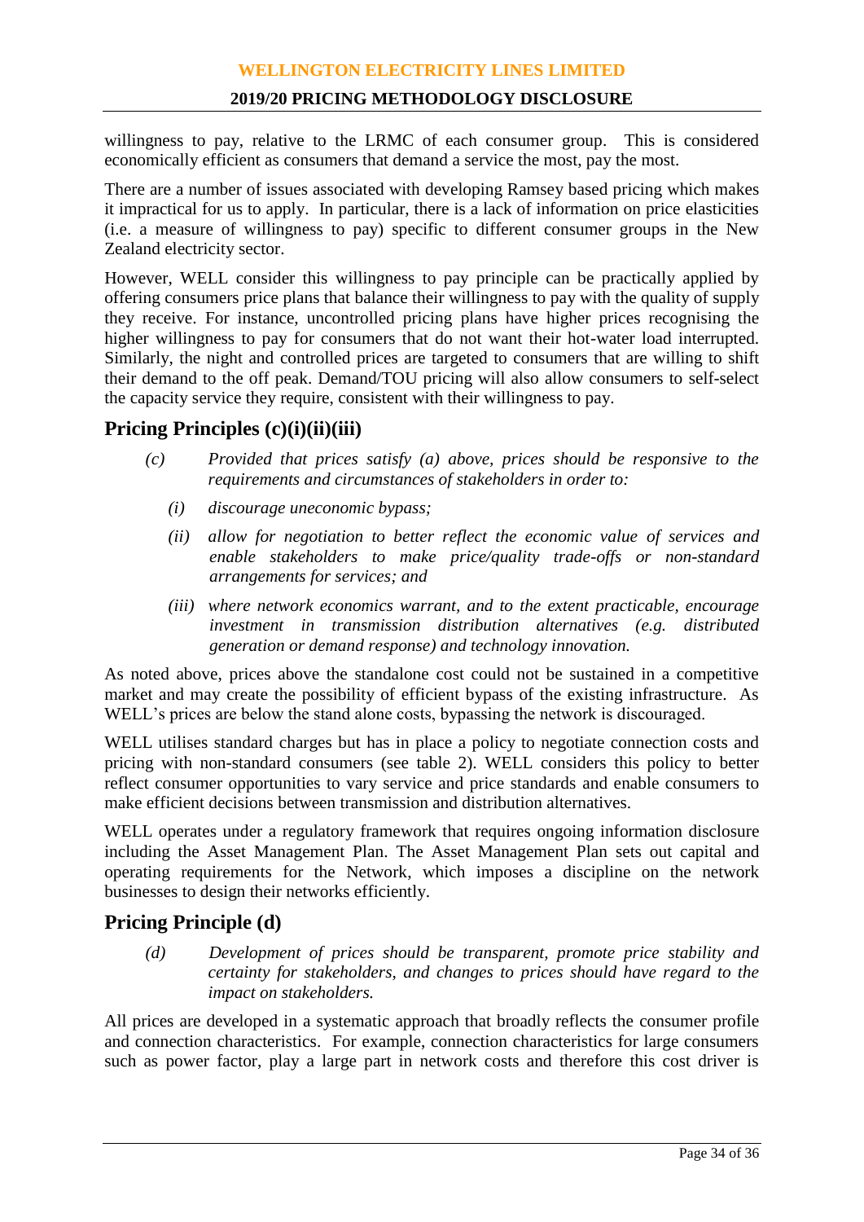willingness to pay, relative to the LRMC of each consumer group. This is considered economically efficient as consumers that demand a service the most, pay the most.

There are a number of issues associated with developing Ramsey based pricing which makes it impractical for us to apply. In particular, there is a lack of information on price elasticities (i.e. a measure of willingness to pay) specific to different consumer groups in the New Zealand electricity sector.

However, WELL consider this willingness to pay principle can be practically applied by offering consumers price plans that balance their willingness to pay with the quality of supply they receive. For instance, uncontrolled pricing plans have higher prices recognising the higher willingness to pay for consumers that do not want their hot-water load interrupted. Similarly, the night and controlled prices are targeted to consumers that are willing to shift their demand to the off peak. Demand/TOU pricing will also allow consumers to self-select the capacity service they require, consistent with their willingness to pay.

## Pricing Principles (c)(i)(ii)(iii)

> *(c) Provided that prices satisfy (a) above, prices should be responsive to the requirements and circumstances of stakeholders in order to:*
>
> *(i) discourage uneconomic bypass;*
>
> *(ii) allow for negotiation to better reflect the economic value of services and enable stakeholders to make price/quality trade-offs or non-standard arrangements for services; and*
>
> *(iii) where network economics warrant, and to the extent practicable, encourage investment in transmission distribution alternatives (e.g. distributed generation or demand response) and technology innovation.*

As noted above, prices above the standalone cost could not be sustained in a competitive market and may create the possibility of efficient bypass of the existing infrastructure. As WELL's prices are below the stand alone costs, bypassing the network is discouraged.

WELL utilises standard charges but has in place a policy to negotiate connection costs and pricing with non-standard consumers (see table 2). WELL considers this policy to better reflect consumer opportunities to vary service and price standards and enable consumers to make efficient decisions between transmission and distribution alternatives.

WELL operates under a regulatory framework that requires ongoing information disclosure including the Asset Management Plan. The Asset Management Plan sets out capital and operating requirements for the Network, which imposes a discipline on the network businesses to design their networks efficiently.

## Pricing Principle (d)

> *(d) Development of prices should be transparent, promote price stability and certainty for stakeholders, and changes to prices should have regard to the impact on stakeholders.*

All prices are developed in a systematic approach that broadly reflects the consumer profile and connection characteristics. For example, connection characteristics for large consumers such as power factor, play a large part in network costs and therefore this cost driver is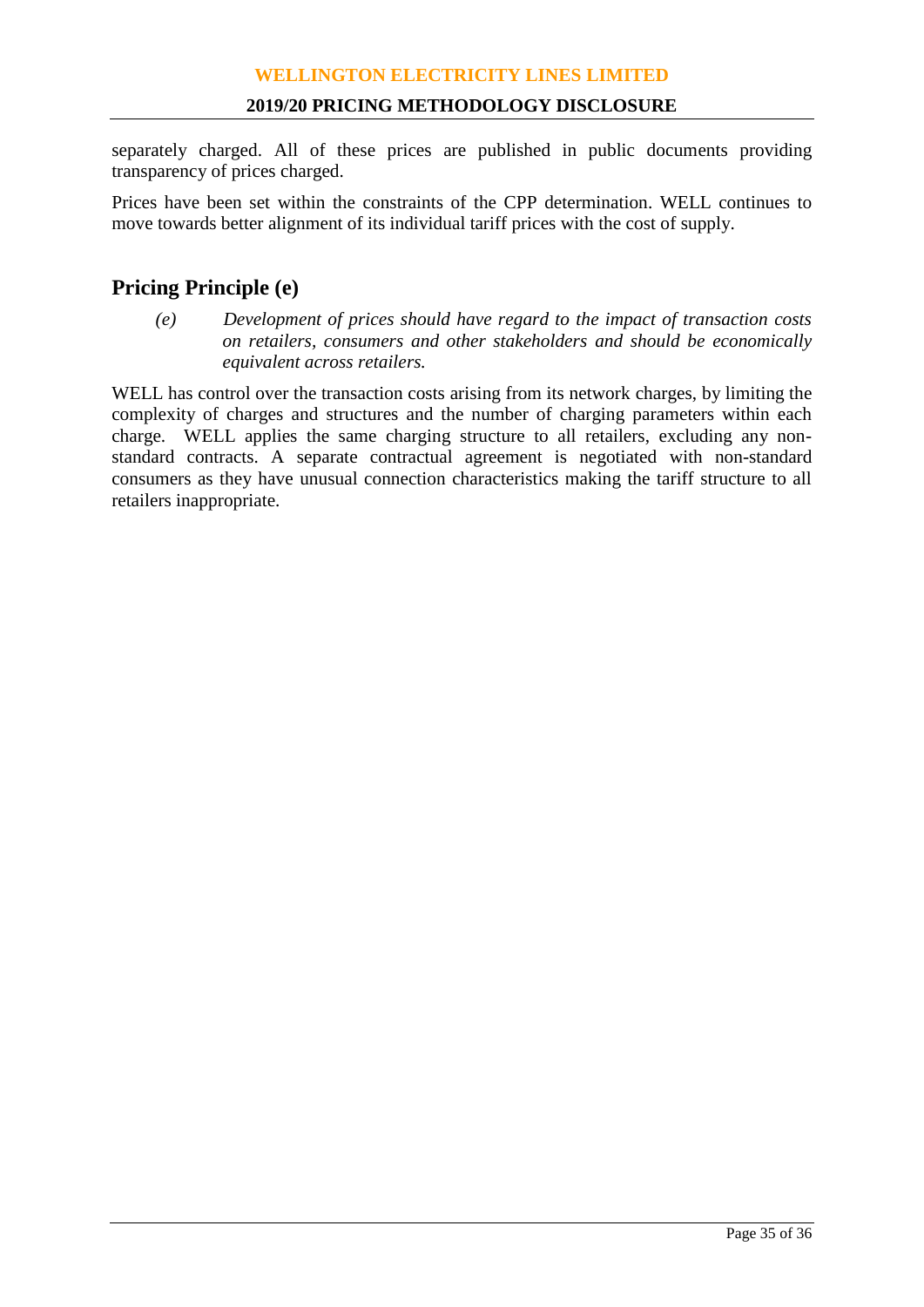separately charged. All of these prices are published in public documents providing transparency of prices charged.

Prices have been set within the constraints of the CPP determination. WELL continues to move towards better alignment of its individual tariff prices with the cost of supply.

## Pricing Principle (e)

> *(e) Development of prices should have regard to the impact of transaction costs on retailers, consumers and other stakeholders and should be economically equivalent across retailers.*

WELL has control over the transaction costs arising from its network charges, by limiting the complexity of charges and structures and the number of charging parameters within each charge. WELL applies the same charging structure to all retailers, excluding any non-standard contracts. A separate contractual agreement is negotiated with non-standard consumers as they have unusual connection characteristics making the tariff structure to all retailers inappropriate.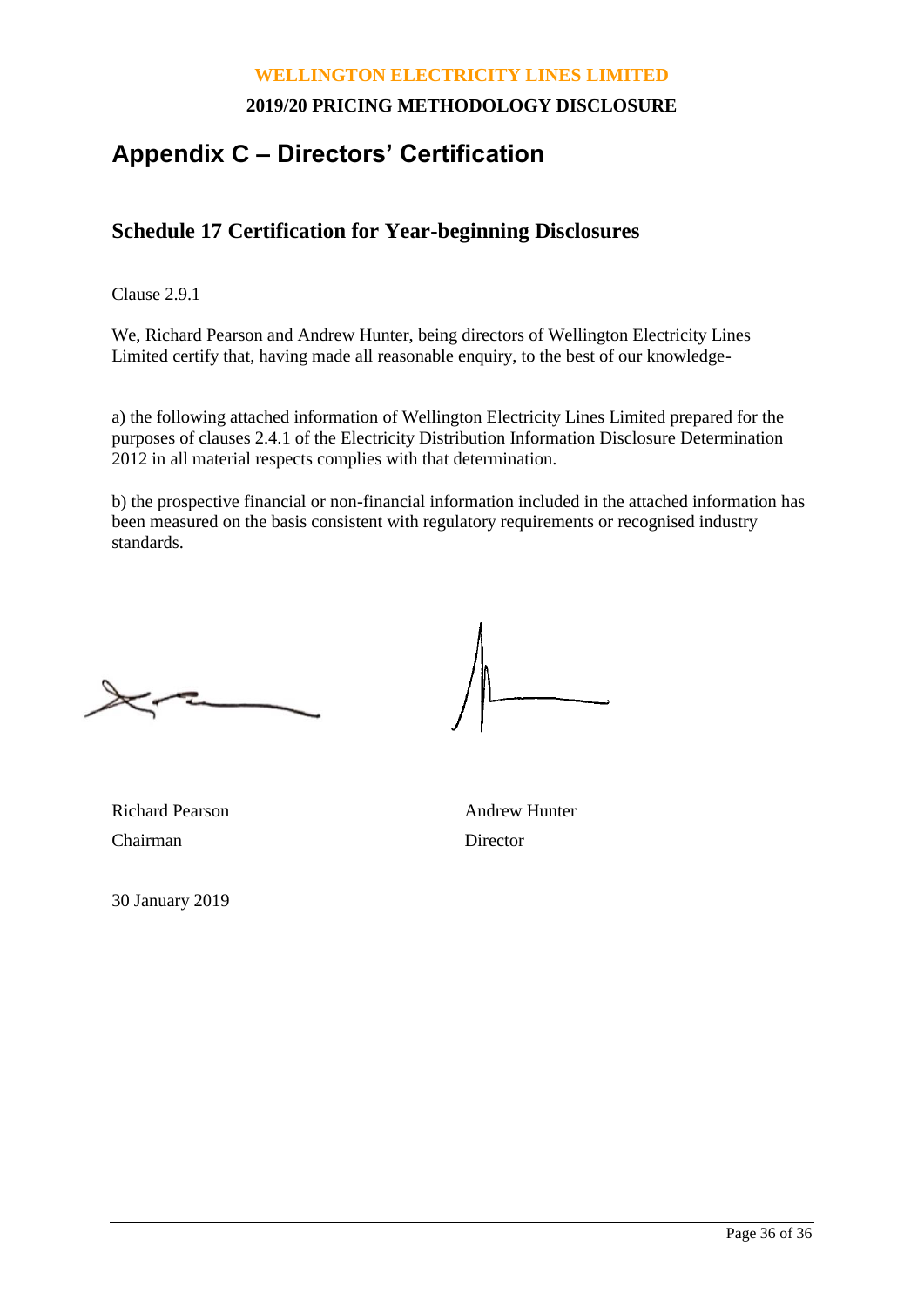# Appendix C – Directors' Certification

## Schedule 17 Certification for Year-beginning Disclosures

Clause 2.9.1

We, Richard Pearson and Andrew Hunter, being directors of Wellington Electricity Lines Limited certify that, having made all reasonable enquiry, to the best of our knowledge-

a) the following attached information of Wellington Electricity Lines Limited prepared for the purposes of clauses 2.4.1 of the Electricity Distribution Information Disclosure Determination 2012 in all material respects complies with that determination.

b) the prospective financial or non-financial information included in the attached information has been measured on the basis consistent with regulatory requirements or recognised industry standards.

Richard Pearson
Chairman

Andrew Hunter
Director

30 January 2019